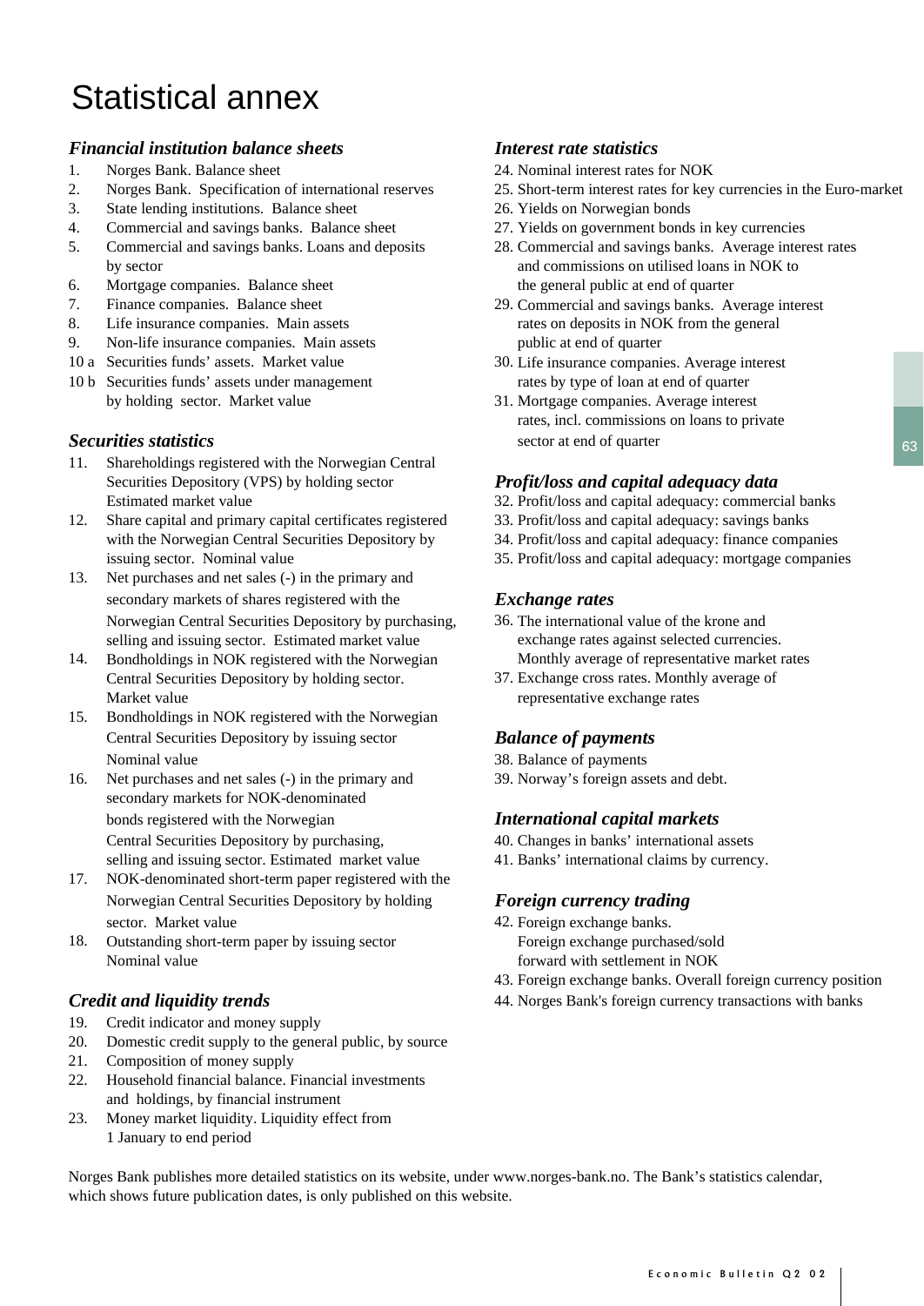# Statistical annex

### *Financial institution balance sheets*

1. Norges Bank. Balance sheet
2. Norges Bank. Specification of international reserves
3. State lending institutions. Balance sheet
4. Commercial and savings banks. Balance sheet
5. Commercial and savings banks. Loans and deposits by sector
6. Mortgage companies. Balance sheet
7. Finance companies. Balance sheet
8. Life insurance companies. Main assets
9. Non-life insurance companies. Main assets

10 a Securities funds' assets. Market value

10 b Securities funds' assets under management by holding sector. Market value

### *Securities statistics*

11. Shareholdings registered with the Norwegian Central Securities Depository (VPS) by holding sector Estimated market value
12. Share capital and primary capital certificates registered with the Norwegian Central Securities Depository by issuing sector. Nominal value
13. Net purchases and net sales (-) in the primary and secondary markets of shares registered with the Norwegian Central Securities Depository by purchasing, selling and issuing sector. Estimated market value
14. Bondholdings in NOK registered with the Norwegian Central Securities Depository by holding sector. Market value
15. Bondholdings in NOK registered with the Norwegian Central Securities Depository by issuing sector Nominal value
16. Net purchases and net sales (-) in the primary and secondary markets for NOK-denominated bonds registered with the Norwegian Central Securities Depository by purchasing, selling and issuing sector. Estimated market value
17. NOK-denominated short-term paper registered with the Norwegian Central Securities Depository by holding sector. Market value
18. Outstanding short-term paper by issuing sector Nominal value

### *Credit and liquidity trends*

19. Credit indicator and money supply
20. Domestic credit supply to the general public, by source
21. Composition of money supply
22. Household financial balance. Financial investments and holdings, by financial instrument
23. Money market liquidity. Liquidity effect from 1 January to end period

### *Interest rate statistics*

24. Nominal interest rates for NOK
25. Short-term interest rates for key currencies in the Euro-market
26. Yields on Norwegian bonds
27. Yields on government bonds in key currencies
28. Commercial and savings banks. Average interest rates and commissions on utilised loans in NOK to the general public at end of quarter
29. Commercial and savings banks. Average interest rates on deposits in NOK from the general public at end of quarter
30. Life insurance companies. Average interest rates by type of loan at end of quarter
31. Mortgage companies. Average interest rates, incl. commissions on loans to private sector at end of quarter

### *Profit/loss and capital adequacy data*

32. Profit/loss and capital adequacy: commercial banks
33. Profit/loss and capital adequacy: savings banks
34. Profit/loss and capital adequacy: finance companies
35. Profit/loss and capital adequacy: mortgage companies

### *Exchange rates*

36. The international value of the krone and exchange rates against selected currencies. Monthly average of representative market rates
37. Exchange cross rates. Monthly average of representative exchange rates

### *Balance of payments*

38. Balance of payments
39. Norway's foreign assets and debt.

### *International capital markets*

40. Changes in banks' international assets
41. Banks' international claims by currency.

### *Foreign currency trading*

42. Foreign exchange banks. Foreign exchange purchased/sold forward with settlement in NOK
43. Foreign exchange banks. Overall foreign currency position
44. Norges Bank's foreign currency transactions with banks

Norges Bank publishes more detailed statistics on its website, under www.norges-bank.no. The Bank's statistics calendar, which shows future publication dates, is only published on this website.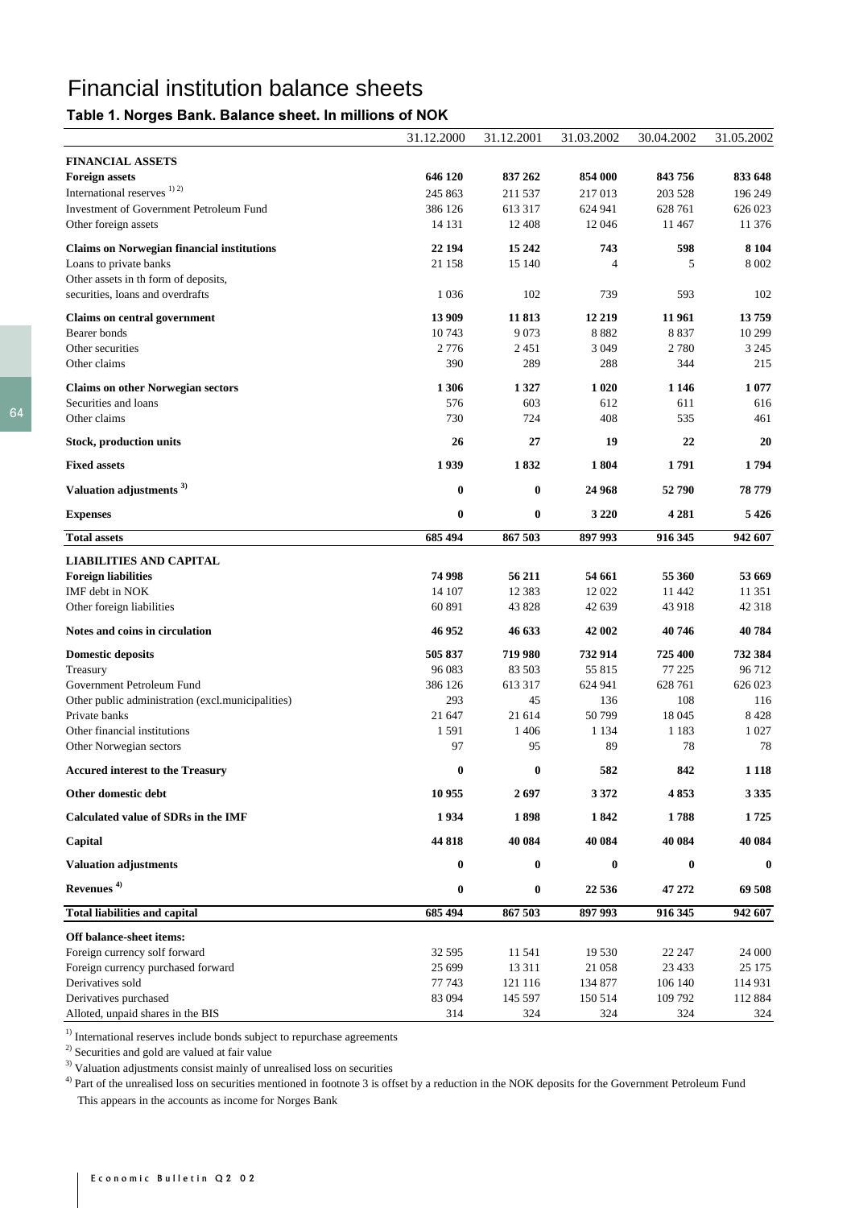# Financial institution balance sheets

### Table 1. Norges Bank. Balance sheet. In millions of NOK

| | 31.12.2000 | 31.12.2001 | 31.03.2002 | 30.04.2002 | 31.05.2002 |
|---|---|---|---|---|---|
| **FINANCIAL ASSETS** | | | | | |
| **Foreign assets** | **646 120** | **837 262** | **854 000** | **843 756** | **833 648** |
| International reserves [1) 2)] | 245 863 | 211 537 | 217 013 | 203 528 | 196 249 |
| Investment of Government Petroleum Fund | 386 126 | 613 317 | 624 941 | 628 761 | 626 023 |
| Other foreign assets | 14 131 | 12 408 | 12 046 | 11 467 | 11 376 |
| **Claims on Norwegian financial institutions** | **22 194** | **15 242** | **743** | **598** | **8 104** |
| Loans to private banks | 21 158 | 15 140 | 4 | 5 | 8 002 |
| Other assets in th form of deposits, securities, loans and overdrafts | 1 036 | 102 | 739 | 593 | 102 |
| **Claims on central government** | **13 909** | **11 813** | **12 219** | **11 961** | **13 759** |
| Bearer bonds | 10 743 | 9 073 | 8 882 | 8 837 | 10 299 |
| Other securities | 2 776 | 2 451 | 3 049 | 2 780 | 3 245 |
| Other claims | 390 | 289 | 288 | 344 | 215 |
| **Claims on other Norwegian sectors** | **1 306** | **1 327** | **1 020** | **1 146** | **1 077** |
| Securities and loans | 576 | 603 | 612 | 611 | 616 |
| Other claims | 730 | 724 | 408 | 535 | 461 |
| **Stock, production units** | **26** | **27** | **19** | **22** | **20** |
| **Fixed assets** | **1 939** | **1 832** | **1 804** | **1 791** | **1 794** |
| **Valuation adjustments [3)]** | **0** | **0** | **24 968** | **52 790** | **78 779** |
| **Expenses** | **0** | **0** | **3 220** | **4 281** | **5 426** |
| **Total assets** | **685 494** | **867 503** | **897 993** | **916 345** | **942 607** |
| **LIABILITIES AND CAPITAL** | | | | | |
| **Foreign liabilities** | **74 998** | **56 211** | **54 661** | **55 360** | **53 669** |
| IMF debt in NOK | 14 107 | 12 383 | 12 022 | 11 442 | 11 351 |
| Other foreign liabilities | 60 891 | 43 828 | 42 639 | 43 918 | 42 318 |
| **Notes and coins in circulation** | **46 952** | **46 633** | **42 002** | **40 746** | **40 784** |
| **Domestic deposits** | **505 837** | **719 980** | **732 914** | **725 400** | **732 384** |
| Treasury | 96 083 | 83 503 | 55 815 | 77 225 | 96 712 |
| Government Petroleum Fund | 386 126 | 613 317 | 624 941 | 628 761 | 626 023 |
| Other public administration (excl.municipalities) | 293 | 45 | 136 | 108 | 116 |
| Private banks | 21 647 | 21 614 | 50 799 | 18 045 | 8 428 |
| Other financial institutions | 1 591 | 1 406 | 1 134 | 1 183 | 1 027 |
| Other Norwegian sectors | 97 | 95 | 89 | 78 | 78 |
| **Accured interest to the Treasury** | **0** | **0** | **582** | **842** | **1 118** |
| **Other domestic debt** | **10 955** | **2 697** | **3 372** | **4 853** | **3 335** |
| **Calculated value of SDRs in the IMF** | **1 934** | **1 898** | **1 842** | **1 788** | **1 725** |
| **Capital** | **44 818** | **40 084** | **40 084** | **40 084** | **40 084** |
| **Valuation adjustments** | **0** | **0** | **0** | **0** | **0** |
| **Revenues [4)]** | **0** | **0** | **22 536** | **47 272** | **69 508** |
| **Total liabilities and capital** | **685 494** | **867 503** | **897 993** | **916 345** | **942 607** |
| **Off balance-sheet items:** | | | | | |
| Foreign currency solf forward | 32 595 | 11 541 | 19 530 | 22 247 | 24 000 |
| Foreign currency purchased forward | 25 699 | 13 311 | 21 058 | 23 433 | 25 175 |
| Derivatives sold | 77 743 | 121 116 | 134 877 | 106 140 | 114 931 |
| Derivatives purchased | 83 094 | 145 597 | 150 514 | 109 792 | 112 884 |
| Alloted, unpaid shares in the BIS | 314 | 324 | 324 | 324 | 324 |

[1)] International reserves include bonds subject to repurchase agreements

[2)] Securities and gold are valued at fair value

[3)] Valuation adjustments consist mainly of unrealised loss on securities

[4)] Part of the unrealised loss on securities mentioned in footnote 3 is offset by a reduction in the NOK deposits for the Government Petroleum Fund This appears in the accounts as income for Norges Bank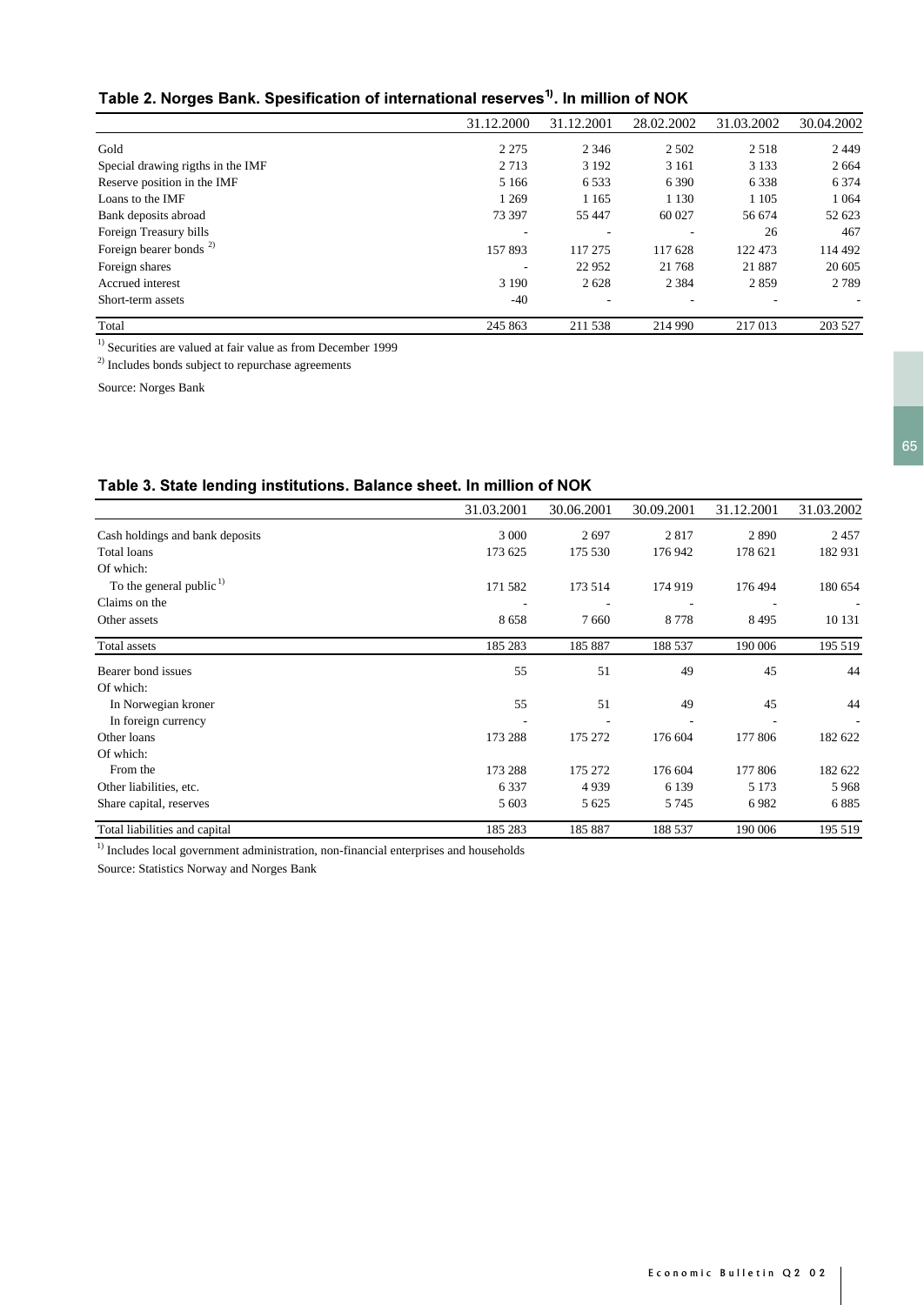### Table 2. Norges Bank. Spesification of international reserves[1]. In million of NOK

| | 31.12.2000 | 31.12.2001 | 28.02.2002 | 31.03.2002 | 30.04.2002 |
|---|---|---|---|---|---|
| Gold | 2 275 | 2 346 | 2 502 | 2 518 | 2 449 |
| Special drawing rigths in the IMF | 2 713 | 3 192 | 3 161 | 3 133 | 2 664 |
| Reserve position in the IMF | 5 166 | 6 533 | 6 390 | 6 338 | 6 374 |
| Loans to the IMF | 1 269 | 1 165 | 1 130 | 1 105 | 1 064 |
| Bank deposits abroad | 73 397 | 55 447 | 60 027 | 56 674 | 52 623 |
| Foreign Treasury bills | - | - | - | 26 | 467 |
| Foreign bearer bonds [2] | 157 893 | 117 275 | 117 628 | 122 473 | 114 492 |
| Foreign shares | - | 22 952 | 21 768 | 21 887 | 20 605 |
| Accrued interest | 3 190 | 2 628 | 2 384 | 2 859 | 2 789 |
| Short-term assets | -40 | - | - | - | - |
| Total | 245 863 | 211 538 | 214 990 | 217 013 | 203 527 |

[1] Securities are valued at fair value as from December 1999

[2] Includes bonds subject to repurchase agreements

Source: Norges Bank

### Table 3. State lending institutions. Balance sheet. In million of NOK

| | 31.03.2001 | 30.06.2001 | 30.09.2001 | 31.12.2001 | 31.03.2002 |
|---|---|---|---|---|---|
| Cash holdings and bank deposits | 3 000 | 2 697 | 2 817 | 2 890 | 2 457 |
| Total loans | 173 625 | 175 530 | 176 942 | 178 621 | 182 931 |
| Of which: | | | | | |
| To the general public [1] | 171 582 | 173 514 | 174 919 | 176 494 | 180 654 |
| Claims on the | - | - | - | - | - |
| Other assets | 8 658 | 7 660 | 8 778 | 8 495 | 10 131 |
| Total assets | 185 283 | 185 887 | 188 537 | 190 006 | 195 519 |
| Bearer bond issues | 55 | 51 | 49 | 45 | 44 |
| Of which: | | | | | |
| In Norwegian kroner | 55 | 51 | 49 | 45 | 44 |
| In foreign currency | - | - | - | - | - |
| Other loans | 173 288 | 175 272 | 176 604 | 177 806 | 182 622 |
| Of which: | | | | | |
| From the | 173 288 | 175 272 | 176 604 | 177 806 | 182 622 |
| Other liabilities, etc. | 6 337 | 4 939 | 6 139 | 5 173 | 5 968 |
| Share capital, reserves | 5 603 | 5 625 | 5 745 | 6 982 | 6 885 |
| Total liabilities and capital | 185 283 | 185 887 | 188 537 | 190 006 | 195 519 |

[1] Includes local government administration, non-financial enterprises and households

Source: Statistics Norway and Norges Bank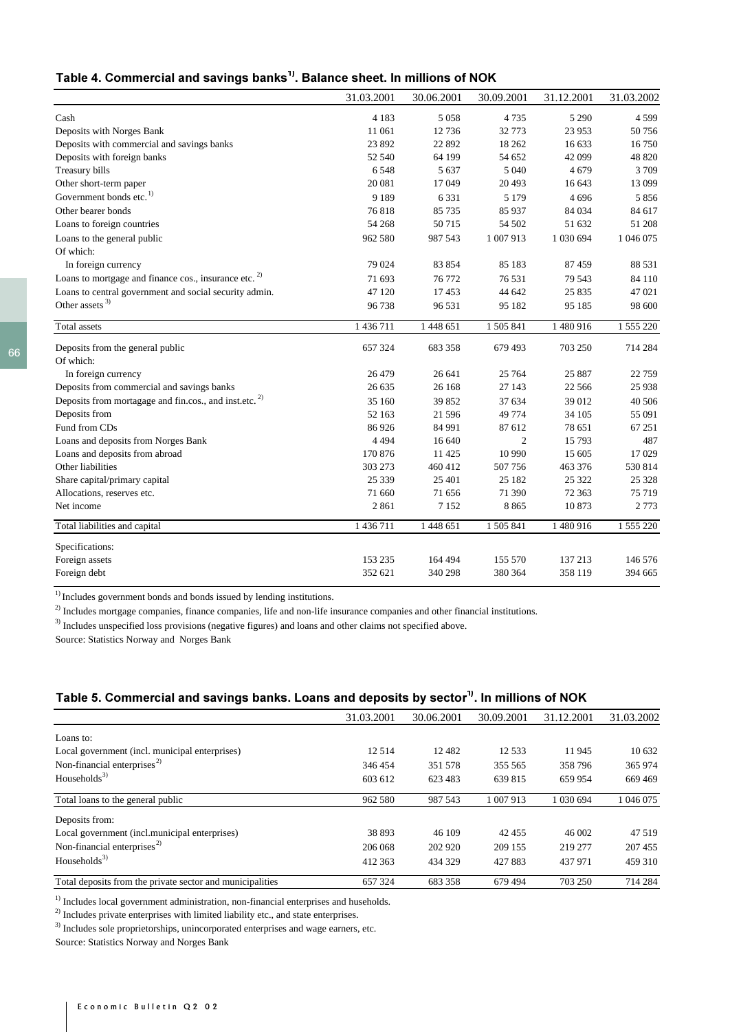## Table 4. Commercial and savings banks[1]. Balance sheet. In millions of NOK

| | 31.03.2001 | 30.06.2001 | 30.09.2001 | 31.12.2001 | 31.03.2002 |
|---|---|---|---|---|---|
| Cash | 4 183 | 5 058 | 4 735 | 5 290 | 4 599 |
| Deposits with Norges Bank | 11 061 | 12 736 | 32 773 | 23 953 | 50 756 |
| Deposits with commercial and savings banks | 23 892 | 22 892 | 18 262 | 16 633 | 16 750 |
| Deposits with foreign banks | 52 540 | 64 199 | 54 652 | 42 099 | 48 820 |
| Treasury bills | 6 548 | 5 637 | 5 040 | 4 679 | 3 709 |
| Other short-term paper | 20 081 | 17 049 | 20 493 | 16 643 | 13 099 |
| Government bonds etc.[1] | 9 189 | 6 331 | 5 179 | 4 696 | 5 856 |
| Other bearer bonds | 76 818 | 85 735 | 85 937 | 84 034 | 84 617 |
| Loans to foreign countries | 54 268 | 50 715 | 54 502 | 51 632 | 51 208 |
| Loans to the general public | 962 580 | 987 543 | 1 007 913 | 1 030 694 | 1 046 075 |
| Of which: | | | | | |
| In foreign currency | 79 024 | 83 854 | 85 183 | 87 459 | 88 531 |
| Loans to mortgage and finance cos., insurance etc.[2] | 71 693 | 76 772 | 76 531 | 79 543 | 84 110 |
| Loans to central government and social security admin. | 47 120 | 17 453 | 44 642 | 25 835 | 47 021 |
| Other assets[3] | 96 738 | 96 531 | 95 182 | 95 185 | 98 600 |
| Total assets | 1 436 711 | 1 448 651 | 1 505 841 | 1 480 916 | 1 555 220 |
| Deposits from the general public | 657 324 | 683 358 | 679 493 | 703 250 | 714 284 |
| Of which: | | | | | |
| In foreign currency | 26 479 | 26 641 | 25 764 | 25 887 | 22 759 |
| Deposits from commercial and savings banks | 26 635 | 26 168 | 27 143 | 22 566 | 25 938 |
| Deposits from mortagage and fin.cos., and inst.etc.[2] | 35 160 | 39 852 | 37 634 | 39 012 | 40 506 |
| Deposits from | 52 163 | 21 596 | 49 774 | 34 105 | 55 091 |
| Fund from CDs | 86 926 | 84 991 | 87 612 | 78 651 | 67 251 |
| Loans and deposits from Norges Bank | 4 494 | 16 640 | 2 | 15 793 | 487 |
| Loans and deposits from abroad | 170 876 | 11 425 | 10 990 | 15 605 | 17 029 |
| Other liabilities | 303 273 | 460 412 | 507 756 | 463 376 | 530 814 |
| Share capital/primary capital | 25 339 | 25 401 | 25 182 | 25 322 | 25 328 |
| Allocations, reserves etc. | 71 660 | 71 656 | 71 390 | 72 363 | 75 719 |
| Net income | 2 861 | 7 152 | 8 865 | 10 873 | 2 773 |
| Total liabilities and capital | 1 436 711 | 1 448 651 | 1 505 841 | 1 480 916 | 1 555 220 |
| Specifications: | | | | | |
| Foreign assets | 153 235 | 164 494 | 155 570 | 137 213 | 146 576 |
| Foreign debt | 352 621 | 340 298 | 380 364 | 358 119 | 394 665 |

[1] Includes government bonds and bonds issued by lending institutions.

[2] Includes mortgage companies, finance companies, life and non-life insurance companies and other financial institutions.

[3] Includes unspecified loss provisions (negative figures) and loans and other claims not specified above.

Source: Statistics Norway and Norges Bank

## Table 5. Commercial and savings banks. Loans and deposits by sector[1]. In millions of NOK

| | 31.03.2001 | 30.06.2001 | 30.09.2001 | 31.12.2001 | 31.03.2002 |
|---|---|---|---|---|---|
| Loans to: | | | | | |
| Local government (incl. municipal enterprises) | 12 514 | 12 482 | 12 533 | 11 945 | 10 632 |
| Non-financial enterprises[2] | 346 454 | 351 578 | 355 565 | 358 796 | 365 974 |
| Households[3] | 603 612 | 623 483 | 639 815 | 659 954 | 669 469 |
| Total loans to the general public | 962 580 | 987 543 | 1 007 913 | 1 030 694 | 1 046 075 |
| Deposits from: | | | | | |
| Local government (incl.municipal enterprises) | 38 893 | 46 109 | 42 455 | 46 002 | 47 519 |
| Non-financial enterprises[2] | 206 068 | 202 920 | 209 155 | 219 277 | 207 455 |
| Households[3] | 412 363 | 434 329 | 427 883 | 437 971 | 459 310 |
| Total deposits from the private sector and municipalities | 657 324 | 683 358 | 679 494 | 703 250 | 714 284 |

[1] Includes local government administration, non-financial enterprises and huseholds.

[2] Includes private enterprises with limited liability etc., and state enterprises.

[3] Includes sole proprietorships, unincorporated enterprises and wage earners, etc.

Source: Statistics Norway and Norges Bank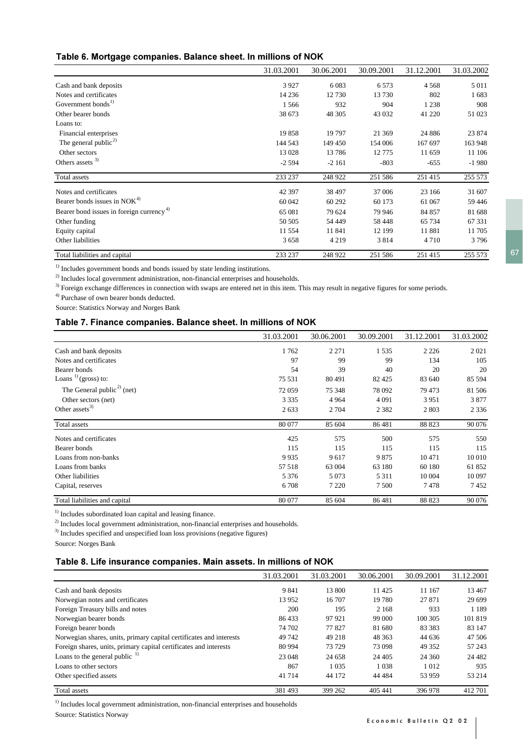### Table 6. Mortgage companies. Balance sheet. In millions of NOK

| | 31.03.2001 | 30.06.2001 | 30.09.2001 | 31.12.2001 | 31.03.2002 |
|---|---|---|---|---|---|
| Cash and bank deposits | 3 927 | 6 083 | 6 573 | 4 568 | 5 011 |
| Notes and certificates | 14 236 | 12 730 | 13 730 | 802 | 1 683 |
| Government bonds[1] | 1 566 | 932 | 904 | 1 238 | 908 |
| Other bearer bonds | 38 673 | 48 305 | 43 032 | 41 220 | 51 023 |
| Loans to: | | | | | |
| Financial enterprises | 19 858 | 19 797 | 21 369 | 24 886 | 23 874 |
| The general public[2] | 144 543 | 149 450 | 154 006 | 167 697 | 163 948 |
| Other sectors | 13 028 | 13 786 | 12 775 | 11 659 | 11 106 |
| Others assets [3] | -2 594 | -2 161 | -803 | -655 | -1 980 |
| Total assets | 233 237 | 248 922 | 251 586 | 251 415 | 255 573 |
| Notes and certificates | 42 397 | 38 497 | 37 006 | 23 166 | 31 607 |
| Bearer bonds issues in NOK[4] | 60 042 | 60 292 | 60 173 | 61 067 | 59 446 |
| Bearer bond issues in foreign currency[4] | 65 081 | 79 624 | 79 946 | 84 857 | 81 688 |
| Other funding | 50 505 | 54 449 | 58 448 | 65 734 | 67 331 |
| Equity capital | 11 554 | 11 841 | 12 199 | 11 881 | 11 705 |
| Other liabilities | 3 658 | 4 219 | 3 814 | 4 710 | 3 796 |
| Total liabilities and capital | 233 237 | 248 922 | 251 586 | 251 415 | 255 573 |

[1] Includes government bonds and bonds issued by state lending institutions.

[2] Includes local government administration, non-financial enterprises and households.

[3] Foreign exchange differences in connection with swaps are entered net in this item. This may result in negative figures for some periods.

[4] Purchase of own bearer bonds deducted.

Source: Statistics Norway and Norges Bank

### Table 7. Finance companies. Balance sheet. In millions of NOK

| | 31.03.2001 | 30.06.2001 | 30.09.2001 | 31.12.2001 | 31.03.2002 |
|---|---|---|---|---|---|
| Cash and bank deposits | 1 762 | 2 271 | 1 535 | 2 226 | 2 021 |
| Notes and certificates | 97 | 99 | 99 | 134 | 105 |
| Bearer bonds | 54 | 39 | 40 | 20 | 20 |
| Loans [1] (gross) to: | 75 531 | 80 491 | 82 425 | 83 640 | 85 594 |
| The General public[2] (net) | 72 059 | 75 348 | 78 092 | 79 473 | 81 506 |
| Other sectors (net) | 3 335 | 4 964 | 4 091 | 3 951 | 3 877 |
| Other assets[3] | 2 633 | 2 704 | 2 382 | 2 803 | 2 336 |
| Total assets | 80 077 | 85 604 | 86 481 | 88 823 | 90 076 |
| Notes and certificates | 425 | 575 | 500 | 575 | 550 |
| Bearer bonds | 115 | 115 | 115 | 115 | 115 |
| Loans from non-banks | 9 935 | 9 617 | 9 875 | 10 471 | 10 010 |
| Loans from banks | 57 518 | 63 004 | 63 180 | 60 180 | 61 852 |
| Other liabilities | 5 376 | 5 073 | 5 311 | 10 004 | 10 097 |
| Capital, reserves | 6 708 | 7 220 | 7 500 | 7 478 | 7 452 |
| Total liabilities and capital | 80 077 | 85 604 | 86 481 | 88 823 | 90 076 |

[1] Includes subordinated loan capital and leasing finance.

[2] Includes local government administration, non-financial enterprises and households.

[3] Includes specified and unspecified loan loss provisions (negative figures)

Source: Norges Bank

### Table 8. Life insurance companies. Main assets. In millions of NOK

| | 31.03.2001 | 31.03.2001 | 30.06.2001 | 30.09.2001 | 31.12.2001 |
|---|---|---|---|---|---|
| Cash and bank deposits | 9 841 | 13 800 | 11 425 | 11 167 | 13 467 |
| Norwegian notes and certificates | 13 952 | 16 707 | 19 780 | 27 871 | 29 699 |
| Foreign Treasury bills and notes | 200 | 195 | 2 168 | 933 | 1 189 |
| Norwegian bearer bonds | 86 433 | 97 921 | 99 000 | 100 305 | 101 819 |
| Foreign bearer bonds | 74 702 | 77 827 | 81 680 | 83 383 | 83 147 |
| Norwegian shares, units, primary capital certificates and interests | 49 742 | 49 218 | 48 363 | 44 636 | 47 506 |
| Foreign shares, units, primary capital certificates and interests | 80 994 | 73 729 | 73 098 | 49 352 | 57 243 |
| Loans to the general public [1] | 23 048 | 24 658 | 24 405 | 24 360 | 24 482 |
| Loans to other sectors | 867 | 1 035 | 1 038 | 1 012 | 935 |
| Other specified assets | 41 714 | 44 172 | 44 484 | 53 959 | 53 214 |
| Total assets | 381 493 | 399 262 | 405 441 | 396 978 | 412 701 |

[1] Includes local government administration, non-financial enterprises and households

Source: Statistics Norway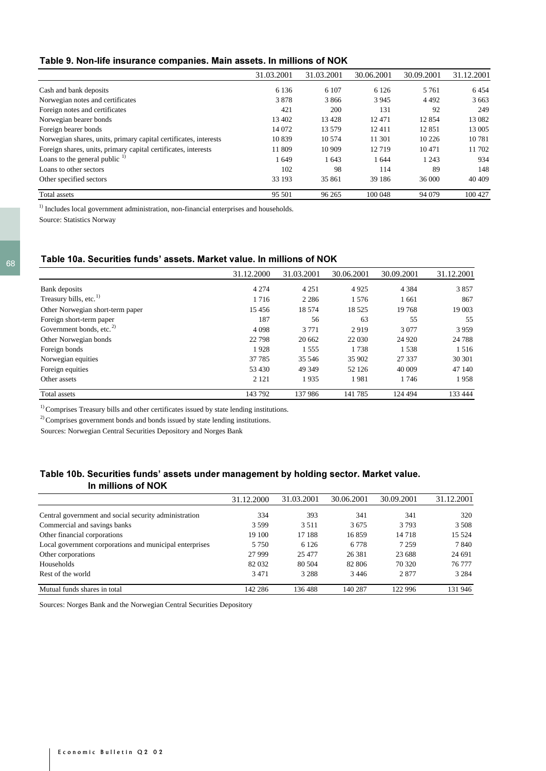### Table 9. Non-life insurance companies. Main assets. In millions of NOK

| | 31.03.2001 | 31.03.2001 | 30.06.2001 | 30.09.2001 | 31.12.2001 |
|---|---|---|---|---|---|
| Cash and bank deposits | 6 136 | 6 107 | 6 126 | 5 761 | 6 454 |
| Norwegian notes and certificates | 3 878 | 3 866 | 3 945 | 4 492 | 3 663 |
| Foreign notes and certificates | 421 | 200 | 131 | 92 | 249 |
| Norwegian bearer bonds | 13 402 | 13 428 | 12 471 | 12 854 | 13 082 |
| Foreign bearer bonds | 14 072 | 13 579 | 12 411 | 12 851 | 13 005 |
| Norwegian shares, units, primary capital certificates, interests | 10 839 | 10 574 | 11 301 | 10 226 | 10 781 |
| Foreign shares, units, primary capital certificates, interests | 11 809 | 10 909 | 12 719 | 10 471 | 11 702 |
| Loans to the general public [1] | 1 649 | 1 643 | 1 644 | 1 243 | 934 |
| Loans to other sectors | 102 | 98 | 114 | 89 | 148 |
| Other specified sectors | 33 193 | 35 861 | 39 186 | 36 000 | 40 409 |
| Total assets | 95 501 | 96 265 | 100 048 | 94 079 | 100 427 |

[1] Includes local government administration, non-financial enterprises and households.

Source: Statistics Norway

### Table 10a. Securities funds' assets. Market value. In millions of NOK

| | 31.12.2000 | 31.03.2001 | 30.06.2001 | 30.09.2001 | 31.12.2001 |
|---|---|---|---|---|---|
| Bank deposits | 4 274 | 4 251 | 4 925 | 4 384 | 3 857 |
| Treasury bills, etc.[1] | 1 716 | 2 286 | 1 576 | 1 661 | 867 |
| Other Norwegian short-term paper | 15 456 | 18 574 | 18 525 | 19 768 | 19 003 |
| Foreign short-term paper | 187 | 56 | 63 | 55 | 55 |
| Government bonds, etc.[2] | 4 098 | 3 771 | 2 919 | 3 077 | 3 959 |
| Other Norwegian bonds | 22 798 | 20 662 | 22 030 | 24 920 | 24 788 |
| Foreign bonds | 1 928 | 1 555 | 1 738 | 1 538 | 1 516 |
| Norwegian equities | 37 785 | 35 546 | 35 902 | 27 337 | 30 301 |
| Foreign equities | 53 430 | 49 349 | 52 126 | 40 009 | 47 140 |
| Other assets | 2 121 | 1 935 | 1 981 | 1 746 | 1 958 |
| Total assets | 143 792 | 137 986 | 141 785 | 124 494 | 133 444 |

[1] Comprises Treasury bills and other certificates issued by state lending institutions.

[2] Comprises government bonds and bonds issued by state lending institutions.

Sources: Norwegian Central Securities Depository and Norges Bank

### Table 10b. Securities funds' assets under management by holding sector. Market value. In millions of NOK

| | 31.12.2000 | 31.03.2001 | 30.06.2001 | 30.09.2001 | 31.12.2001 |
|---|---|---|---|---|---|
| Central government and social security administration | 334 | 393 | 341 | 341 | 320 |
| Commercial and savings banks | 3 599 | 3 511 | 3 675 | 3 793 | 3 508 |
| Other financial corporations | 19 100 | 17 188 | 16 859 | 14 718 | 15 524 |
| Local government corporations and municipal enterprises | 5 750 | 6 126 | 6 778 | 7 259 | 7 840 |
| Other corporations | 27 999 | 25 477 | 26 381 | 23 688 | 24 691 |
| Households | 82 032 | 80 504 | 82 806 | 70 320 | 76 777 |
| Rest of the world | 3 471 | 3 288 | 3 446 | 2 877 | 3 284 |
| Mutual funds shares in total | 142 286 | 136 488 | 140 287 | 122 996 | 131 946 |

Sources: Norges Bank and the Norwegian Central Securities Depository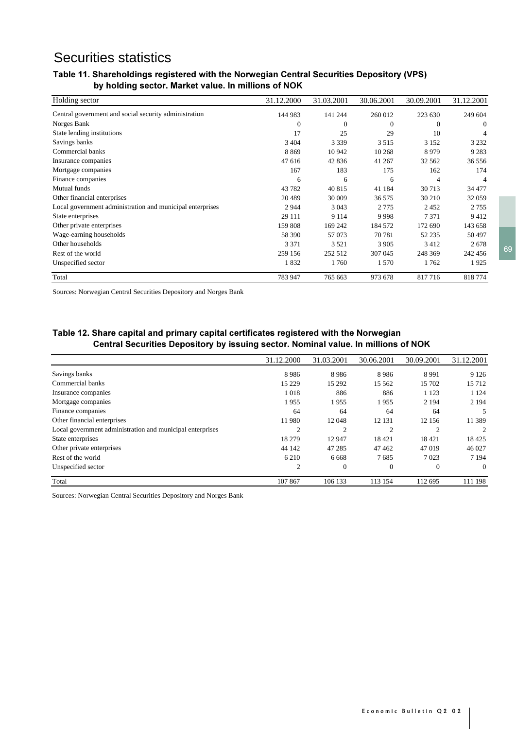# Securities statistics

## Table 11. Shareholdings registered with the Norwegian Central Securities Depository (VPS) by holding sector. Market value. In millions of NOK

| Holding sector | 31.12.2000 | 31.03.2001 | 30.06.2001 | 30.09.2001 | 31.12.2001 |
|---|---|---|---|---|---|
| Central government and social security administration | 144 983 | 141 244 | 260 012 | 223 630 | 249 604 |
| Norges Bank | 0 | 0 | 0 | 0 | 0 |
| State lending institutions | 17 | 25 | 29 | 10 | 4 |
| Savings banks | 3 404 | 3 339 | 3 515 | 3 152 | 3 232 |
| Commercial banks | 8 869 | 10 942 | 10 268 | 8 979 | 9 283 |
| Insurance companies | 47 616 | 42 836 | 41 267 | 32 562 | 36 556 |
| Mortgage companies | 167 | 183 | 175 | 162 | 174 |
| Finance companies | 6 | 6 | 6 | 4 | 4 |
| Mutual funds | 43 782 | 40 815 | 41 184 | 30 713 | 34 477 |
| Other financial enterprises | 20 489 | 30 009 | 36 575 | 30 210 | 32 059 |
| Local government administration and municipal enterprises | 2 944 | 3 043 | 2 775 | 2 452 | 2 755 |
| State enterprises | 29 111 | 9 114 | 9 998 | 7 371 | 9 412 |
| Other private enterprises | 159 808 | 169 242 | 184 572 | 172 690 | 143 658 |
| Wage-earning households | 58 390 | 57 073 | 70 781 | 52 235 | 50 497 |
| Other households | 3 371 | 3 521 | 3 905 | 3 412 | 2 678 |
| Rest of the world | 259 156 | 252 512 | 307 045 | 248 369 | 242 456 |
| Unspecified sector | 1 832 | 1 760 | 1 570 | 1 762 | 1 925 |
| Total | 783 947 | 765 663 | 973 678 | 817 716 | 818 774 |

Sources: Norwegian Central Securities Depository and Norges Bank

## Table 12. Share capital and primary capital certificates registered with the Norwegian Central Securities Depository by issuing sector. Nominal value. In millions of NOK

| | 31.12.2000 | 31.03.2001 | 30.06.2001 | 30.09.2001 | 31.12.2001 |
|---|---|---|---|---|---|
| Savings banks | 8 986 | 8 986 | 8 986 | 8 991 | 9 126 |
| Commercial banks | 15 229 | 15 292 | 15 562 | 15 702 | 15 712 |
| Insurance companies | 1 018 | 886 | 886 | 1 123 | 1 124 |
| Mortgage companies | 1 955 | 1 955 | 1 955 | 2 194 | 2 194 |
| Finance companies | 64 | 64 | 64 | 64 | 5 |
| Other financial enterprises | 11 980 | 12 048 | 12 131 | 12 156 | 11 389 |
| Local government administration and municipal enterprises | 2 | 2 | 2 | 2 | 2 |
| State enterprises | 18 279 | 12 947 | 18 421 | 18 421 | 18 425 |
| Other private enterprises | 44 142 | 47 285 | 47 462 | 47 019 | 46 027 |
| Rest of the world | 6 210 | 6 668 | 7 685 | 7 023 | 7 194 |
| Unspecified sector | 2 | 0 | 0 | 0 | 0 |
| Total | 107 867 | 106 133 | 113 154 | 112 695 | 111 198 |

Sources: Norwegian Central Securities Depository and Norges Bank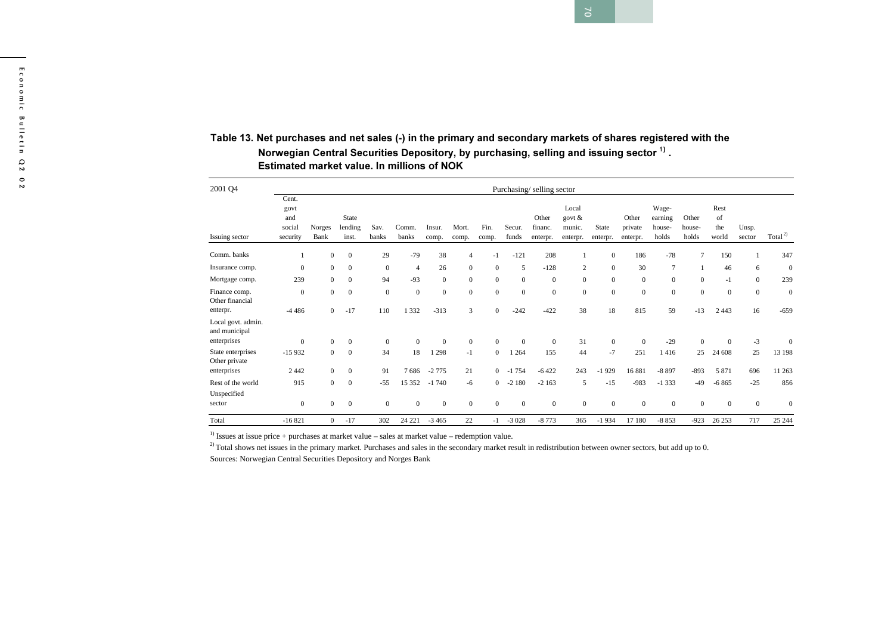## Table 13. Net purchases and net sales (-) in the primary and secondary markets of shares registered with the Norwegian Central Securities Depository, by purchasing, selling and issuing sector [1]. Estimated market value. In millions of NOK

| 2001 Q4 | Purchasing/ selling sector | | | | | | | | | | | | | | | | | |
|---|---|---|---|---|---|---|---|---|---|---|---|---|---|---|---|---|---|---|
| Issuing sector | Cent. govt and social security | Norges Bank | State lending inst. | Sav. banks | Comm. banks | Insur. comp. | Mort. comp. | Fin. comp. | Secur. funds | Other financ. enterpr. | Local govt & munic. enterpr. | State enterpr. | Other private enterpr. | Wage-earning house-holds | Other house-holds | Rest of the world | Unsp. sector | Total [2] |
| Comm. banks | 1 | 0 | 0 | 29 | -79 | 38 | 4 | -1 | -121 | 208 | 1 | 0 | 186 | -78 | 7 | 150 | 1 | 347 |
| Insurance comp. | 0 | 0 | 0 | 0 | 4 | 26 | 0 | 0 | 5 | -128 | 2 | 0 | 30 | 7 | 1 | 46 | 6 | 0 |
| Mortgage comp. | 239 | 0 | 0 | 94 | -93 | 0 | 0 | 0 | 0 | 0 | 0 | 0 | 0 | 0 | 0 | -1 | 0 | 239 |
| Finance comp. | 0 | 0 | 0 | 0 | 0 | 0 | 0 | 0 | 0 | 0 | 0 | 0 | 0 | 0 | 0 | 0 | 0 | 0 |
| Other financial enterpr. | -4 486 | 0 | -17 | 110 | 1 332 | -313 | 3 | 0 | -242 | -422 | 38 | 18 | 815 | 59 | -13 | 2 443 | 16 | -659 |
| Local govt. admin. and municipal enterprises | 0 | 0 | 0 | 0 | 0 | 0 | 0 | 0 | 0 | 0 | 31 | 0 | 0 | -29 | 0 | 0 | -3 | 0 |
| State enterprises | -15 932 | 0 | 0 | 34 | 18 | 1 298 | -1 | 0 | 1 264 | 155 | 44 | -7 | 251 | 1 416 | 25 | 24 608 | 25 | 13 198 |
| Other private enterprises | 2 442 | 0 | 0 | 91 | 7 686 | -2 775 | 21 | 0 | -1 754 | -6 422 | 243 | -1 929 | 16 881 | -8 897 | -893 | 5 871 | 696 | 11 263 |
| Rest of the world | 915 | 0 | 0 | -55 | 15 352 | -1 740 | -6 | 0 | -2 180 | -2 163 | 5 | -15 | -983 | -1 333 | -49 | -6 865 | -25 | 856 |
| Unspecified sector | 0 | 0 | 0 | 0 | 0 | 0 | 0 | 0 | 0 | 0 | 0 | 0 | 0 | 0 | 0 | 0 | 0 | 0 |
| Total | -16 821 | 0 | -17 | 302 | 24 221 | -3 465 | 22 | -1 | -3 028 | -8 773 | 365 | -1 934 | 17 180 | -8 853 | -923 | 26 253 | 717 | 25 244 |

[1] Issues at issue price + purchases at market value – sales at market value – redemption value.

[2] Total shows net issues in the primary market. Purchases and sales in the secondary market result in redistribution between owner sectors, but add up to 0.

Sources: Norwegian Central Securities Depository and Norges Bank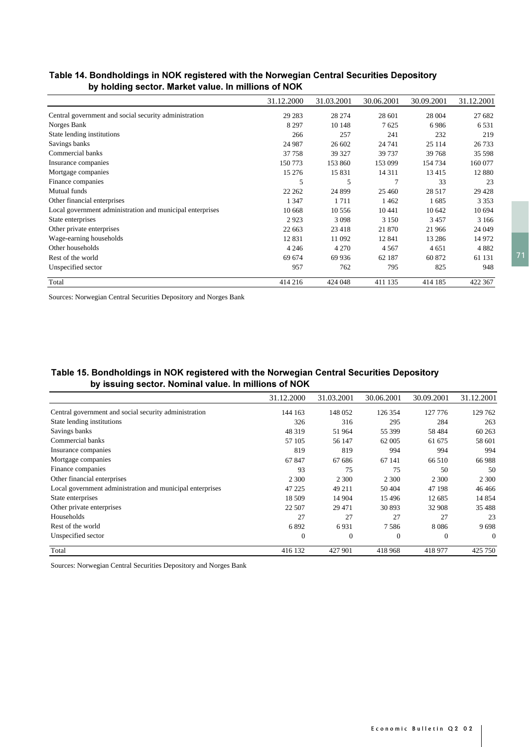### Table 14. Bondholdings in NOK registered with the Norwegian Central Securities Depository by holding sector. Market value. In millions of NOK

| | 31.12.2000 | 31.03.2001 | 30.06.2001 | 30.09.2001 | 31.12.2001 |
|---|---|---|---|---|---|
| Central government and social security administration | 29 283 | 28 274 | 28 601 | 28 004 | 27 682 |
| Norges Bank | 8 297 | 10 148 | 7 625 | 6 986 | 6 531 |
| State lending institutions | 266 | 257 | 241 | 232 | 219 |
| Savings banks | 24 987 | 26 602 | 24 741 | 25 114 | 26 733 |
| Commercial banks | 37 758 | 39 327 | 39 737 | 39 768 | 35 598 |
| Insurance companies | 150 773 | 153 860 | 153 099 | 154 734 | 160 077 |
| Mortgage companies | 15 276 | 15 831 | 14 311 | 13 415 | 12 880 |
| Finance companies | 5 | 5 | 7 | 33 | 23 |
| Mutual funds | 22 262 | 24 899 | 25 460 | 28 517 | 29 428 |
| Other financial enterprises | 1 347 | 1 711 | 1 462 | 1 685 | 3 353 |
| Local government administration and municipal enterprises | 10 668 | 10 556 | 10 441 | 10 642 | 10 694 |
| State enterprises | 2 923 | 3 098 | 3 150 | 3 457 | 3 166 |
| Other private enterprises | 22 663 | 23 418 | 21 870 | 21 966 | 24 049 |
| Wage-earning households | 12 831 | 11 092 | 12 841 | 13 286 | 14 972 |
| Other households | 4 246 | 4 270 | 4 567 | 4 651 | 4 882 |
| Rest of the world | 69 674 | 69 936 | 62 187 | 60 872 | 61 131 |
| Unspecified sector | 957 | 762 | 795 | 825 | 948 |
| Total | 414 216 | 424 048 | 411 135 | 414 185 | 422 367 |

Sources: Norwegian Central Securities Depository and Norges Bank

### Table 15. Bondholdings in NOK registered with the Norwegian Central Securities Depository by issuing sector. Nominal value. In millions of NOK

| | 31.12.2000 | 31.03.2001 | 30.06.2001 | 30.09.2001 | 31.12.2001 |
|---|---|---|---|---|---|
| Central government and social security administration | 144 163 | 148 052 | 126 354 | 127 776 | 129 762 |
| State lending institutions | 326 | 316 | 295 | 284 | 263 |
| Savings banks | 48 319 | 51 964 | 55 399 | 58 484 | 60 263 |
| Commercial banks | 57 105 | 56 147 | 62 005 | 61 675 | 58 601 |
| Insurance companies | 819 | 819 | 994 | 994 | 994 |
| Mortgage companies | 67 847 | 67 686 | 67 141 | 66 510 | 66 988 |
| Finance companies | 93 | 75 | 75 | 50 | 50 |
| Other financial enterprises | 2 300 | 2 300 | 2 300 | 2 300 | 2 300 |
| Local government administration and municipal enterprises | 47 225 | 49 211 | 50 404 | 47 198 | 46 466 |
| State enterprises | 18 509 | 14 904 | 15 496 | 12 685 | 14 854 |
| Other private enterprises | 22 507 | 29 471 | 30 893 | 32 908 | 35 488 |
| Households | 27 | 27 | 27 | 27 | 23 |
| Rest of the world | 6 892 | 6 931 | 7 586 | 8 086 | 9 698 |
| Unspecified sector | 0 | 0 | 0 | 0 | 0 |
| Total | 416 132 | 427 901 | 418 968 | 418 977 | 425 750 |

Sources: Norwegian Central Securities Depository and Norges Bank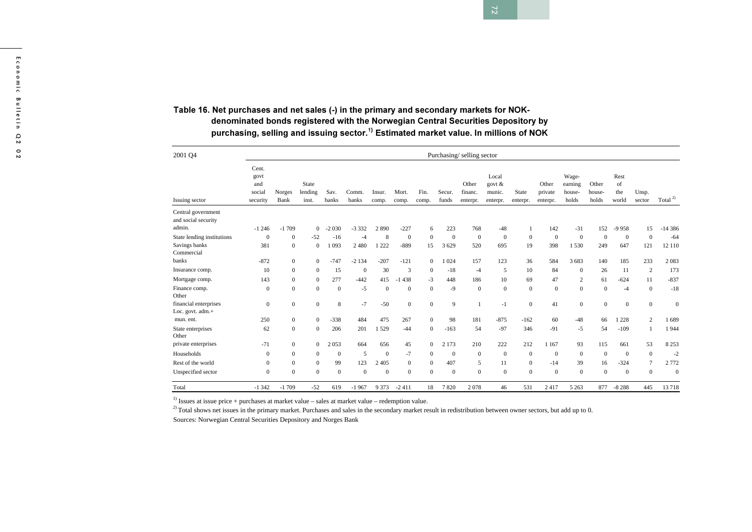**Table 16. Net purchases and net sales (-) in the primary and secondary markets for NOK-denominated bonds registered with the Norwegian Central Securities Depository by purchasing, selling and issuing sector.[1] Estimated market value. In millions of NOK**

| 2001 Q4 | Purchasing/ selling sector | | | | | | | | | | | | | | | | | | |
|---|---|---|---|---|---|---|---|---|---|---|---|---|---|---|---|---|---|---|---|
| Issuing sector | Cent. govt and social security | Norges Bank | State lending inst. | Sav. banks | Comm. banks | Insur. comp. | Mort. comp. | Fin. comp. | Secur. funds | Other financ. enterpr. | Local govt & munic. enterpr. | State enterpr. | Other private enterpr. | Wage-earning house-holds | Other house-holds | Rest of the world | Unsp. sector | Total [2] |
| Central government and social security admin. | -1 246 | -1 709 | 0 | -2 030 | -3 332 | 2 890 | -227 | 6 | 223 | 768 | -48 | 1 | 142 | -31 | 152 | -9 958 | 15 | -14 386 |
| State lending institutions | 0 | 0 | -52 | -16 | -4 | 8 | 0 | 0 | 0 | 0 | 0 | 0 | 0 | 0 | 0 | 0 | 0 | -64 |
| Savings banks | 381 | 0 | 0 | 1 093 | 2 480 | 1 222 | -889 | 15 | 3 629 | 520 | 695 | 19 | 398 | 1 530 | 249 | 647 | 121 | 12 110 |
| Commercial banks | -872 | 0 | 0 | -747 | -2 134 | -207 | -121 | 0 | 1 024 | 157 | 123 | 36 | 584 | 3 683 | 140 | 185 | 233 | 2 083 |
| Insurance comp. | 10 | 0 | 0 | 15 | 0 | 30 | 3 | 0 | -18 | -4 | 5 | 10 | 84 | 0 | 26 | 11 | 2 | 173 |
| Mortgage comp. | 143 | 0 | 0 | 277 | -442 | 415 | -1 438 | -3 | 448 | 186 | 10 | 69 | 47 | 2 | 61 | -624 | 11 | -837 |
| Finance comp. | 0 | 0 | 0 | 0 | -5 | 0 | 0 | 0 | -9 | 0 | 0 | 0 | 0 | 0 | 0 | -4 | 0 | -18 |
| Other financial enterprises | 0 | 0 | 0 | 8 | -7 | -50 | 0 | 0 | 9 | 1 | -1 | 0 | 41 | 0 | 0 | 0 | 0 | 0 |
| Loc. govt. adm.+ mun. ent. | 250 | 0 | 0 | -338 | 484 | 475 | 267 | 0 | 98 | 181 | -875 | -162 | 60 | -48 | 66 | 1 228 | 2 | 1 689 |
| State enterprises | 62 | 0 | 0 | 206 | 201 | 1 529 | -44 | 0 | -163 | 54 | -97 | 346 | -91 | -5 | 54 | -109 | 1 | 1 944 |
| Other private enterprises | -71 | 0 | 0 | 2 053 | 664 | 656 | 45 | 0 | 2 173 | 210 | 222 | 212 | 1 167 | 93 | 115 | 661 | 53 | 8 253 |
| Households | 0 | 0 | 0 | 0 | 5 | 0 | -7 | 0 | 0 | 0 | 0 | 0 | 0 | 0 | 0 | 0 | 0 | -2 |
| Rest of the world | 0 | 0 | 0 | 99 | 123 | 2 405 | 0 | 0 | 407 | 5 | 11 | 0 | -14 | 39 | 16 | -324 | 7 | 2 772 |
| Unspecified sector | 0 | 0 | 0 | 0 | 0 | 0 | 0 | 0 | 0 | 0 | 0 | 0 | 0 | 0 | 0 | 0 | 0 | 0 |
| Total | -1 342 | -1 709 | -52 | 619 | -1 967 | 9 373 | -2 411 | 18 | 7 820 | 2 078 | 46 | 531 | 2 417 | 5 263 | 877 | -8 288 | 445 | 13 718 |

[1] Issues at issue price + purchases at market value – sales at market value – redemption value.

[2] Total shows net issues in the primary market. Purchases and sales in the secondary market result in redistribution between owner sectors, but add up to 0.

Sources: Norwegian Central Securities Depository and Norges Bank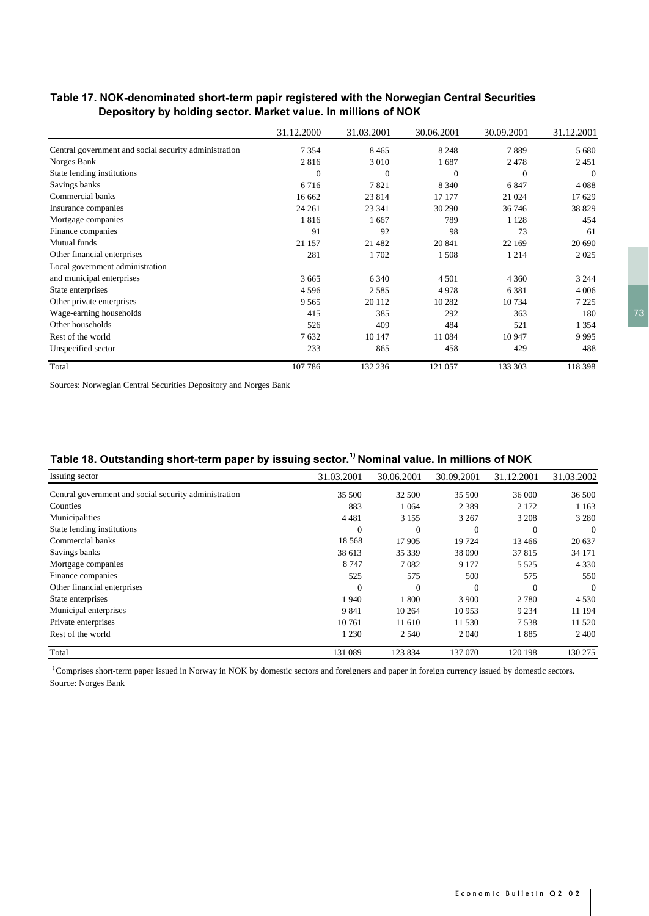## Table 17. NOK-denominated short-term papir registered with the Norwegian Central Securities Depository by holding sector. Market value. In millions of NOK

| | 31.12.2000 | 31.03.2001 | 30.06.2001 | 30.09.2001 | 31.12.2001 |
|---|---|---|---|---|---|
| Central government and social security administration | 7 354 | 8 465 | 8 248 | 7 889 | 5 680 |
| Norges Bank | 2 816 | 3 010 | 1 687 | 2 478 | 2 451 |
| State lending institutions | 0 | 0 | 0 | 0 | 0 |
| Savings banks | 6 716 | 7 821 | 8 340 | 6 847 | 4 088 |
| Commercial banks | 16 662 | 23 814 | 17 177 | 21 024 | 17 629 |
| Insurance companies | 24 261 | 23 341 | 30 290 | 36 746 | 38 829 |
| Mortgage companies | 1 816 | 1 667 | 789 | 1 128 | 454 |
| Finance companies | 91 | 92 | 98 | 73 | 61 |
| Mutual funds | 21 157 | 21 482 | 20 841 | 22 169 | 20 690 |
| Other financial enterprises | 281 | 1 702 | 1 508 | 1 214 | 2 025 |
| Local government administration and municipal enterprises | 3 665 | 6 340 | 4 501 | 4 360 | 3 244 |
| State enterprises | 4 596 | 2 585 | 4 978 | 6 381 | 4 006 |
| Other private enterprises | 9 565 | 20 112 | 10 282 | 10 734 | 7 225 |
| Wage-earning households | 415 | 385 | 292 | 363 | 180 |
| Other households | 526 | 409 | 484 | 521 | 1 354 |
| Rest of the world | 7 632 | 10 147 | 11 084 | 10 947 | 9 995 |
| Unspecified sector | 233 | 865 | 458 | 429 | 488 |
| Total | 107 786 | 132 236 | 121 057 | 133 303 | 118 398 |

Sources: Norwegian Central Securities Depository and Norges Bank

## Table 18. Outstanding short-term paper by issuing sector.[1] Nominal value. In millions of NOK

| Issuing sector | 31.03.2001 | 30.06.2001 | 30.09.2001 | 31.12.2001 | 31.03.2002 |
|---|---|---|---|---|---|
| Central government and social security administration | 35 500 | 32 500 | 35 500 | 36 000 | 36 500 |
| Counties | 883 | 1 064 | 2 389 | 2 172 | 1 163 |
| Municipalities | 4 481 | 3 155 | 3 267 | 3 208 | 3 280 |
| State lending institutions | 0 | 0 | 0 | 0 | 0 |
| Commercial banks | 18 568 | 17 905 | 19 724 | 13 466 | 20 637 |
| Savings banks | 38 613 | 35 339 | 38 090 | 37 815 | 34 171 |
| Mortgage companies | 8 747 | 7 082 | 9 177 | 5 525 | 4 330 |
| Finance companies | 525 | 575 | 500 | 575 | 550 |
| Other financial enterprises | 0 | 0 | 0 | 0 | 0 |
| State enterprises | 1 940 | 1 800 | 3 900 | 2 780 | 4 530 |
| Municipal enterprises | 9 841 | 10 264 | 10 953 | 9 234 | 11 194 |
| Private enterprises | 10 761 | 11 610 | 11 530 | 7 538 | 11 520 |
| Rest of the world | 1 230 | 2 540 | 2 040 | 1 885 | 2 400 |
| Total | 131 089 | 123 834 | 137 070 | 120 198 | 130 275 |

[1] Comprises short-term paper issued in Norway in NOK by domestic sectors and foreigners and paper in foreign currency issued by domestic sectors.

Source: Norges Bank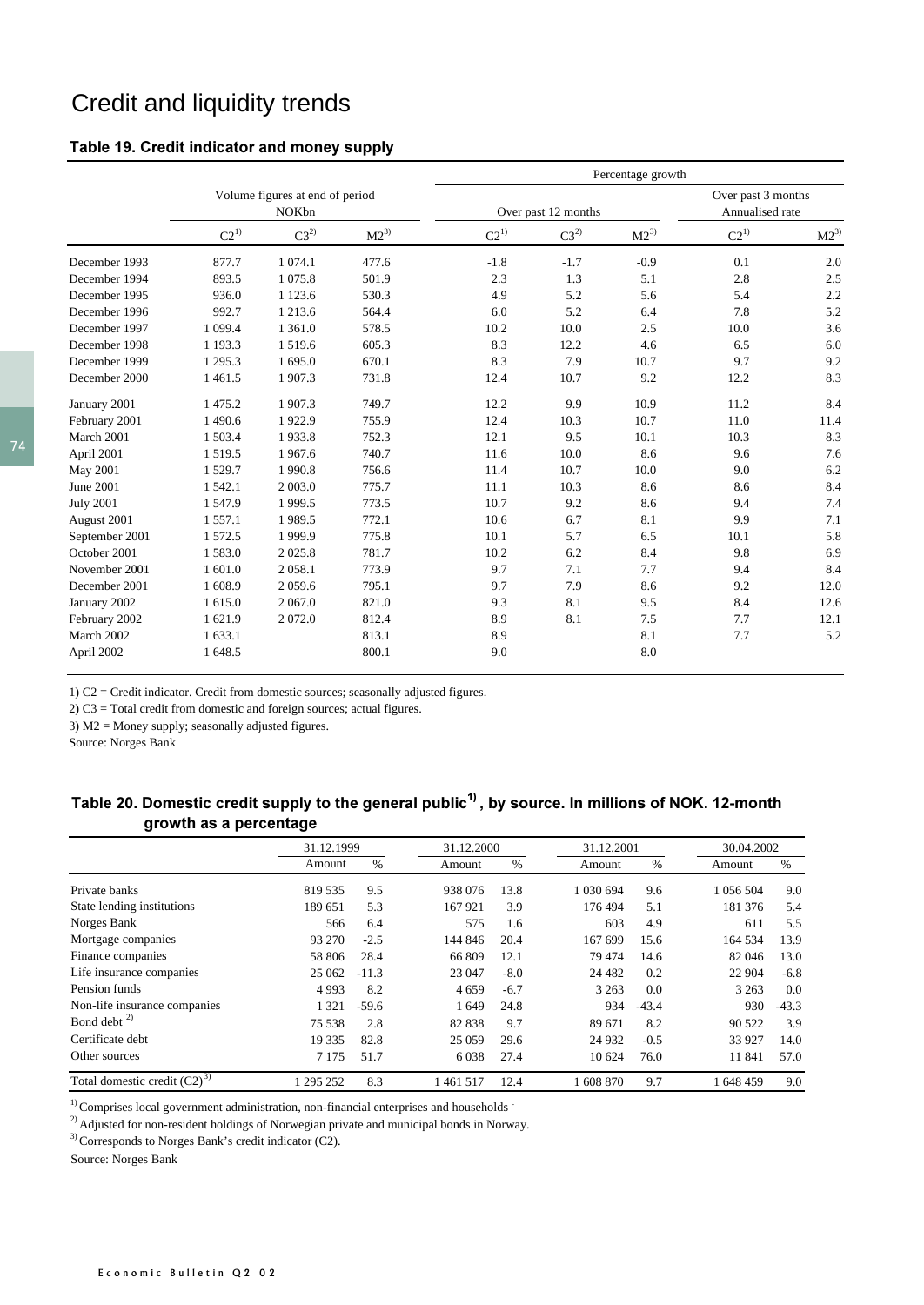# Credit and liquidity trends

### Table 19. Credit indicator and money supply

| | Volume figures at end of period NOKbn | | | Percentage growth | | | | |
|---|---|---|---|---|---|---|---|---|
| | | | | Over past 12 months | | | Over past 3 months Annualised rate | |
| | C2[1] | C3[2] | M2[3] | C2[1] | C3[2] | M2[3] | C2[1] | M2[3] |
| December 1993 | 877.7 | 1 074.1 | 477.6 | -1.8 | -1.7 | -0.9 | 0.1 | 2.0 |
| December 1994 | 893.5 | 1 075.8 | 501.9 | 2.3 | 1.3 | 5.1 | 2.8 | 2.5 |
| December 1995 | 936.0 | 1 123.6 | 530.3 | 4.9 | 5.2 | 5.6 | 5.4 | 2.2 |
| December 1996 | 992.7 | 1 213.6 | 564.4 | 6.0 | 5.2 | 6.4 | 7.8 | 5.2 |
| December 1997 | 1 099.4 | 1 361.0 | 578.5 | 10.2 | 10.0 | 2.5 | 10.0 | 3.6 |
| December 1998 | 1 193.3 | 1 519.6 | 605.3 | 8.3 | 12.2 | 4.6 | 6.5 | 6.0 |
| December 1999 | 1 295.3 | 1 695.0 | 670.1 | 8.3 | 7.9 | 10.7 | 9.7 | 9.2 |
| December 2000 | 1 461.5 | 1 907.3 | 731.8 | 12.4 | 10.7 | 9.2 | 12.2 | 8.3 |
| January 2001 | 1 475.2 | 1 907.3 | 749.7 | 12.2 | 9.9 | 10.9 | 11.2 | 8.4 |
| February 2001 | 1 490.6 | 1 922.9 | 755.9 | 12.4 | 10.3 | 10.7 | 11.0 | 11.4 |
| March 2001 | 1 503.4 | 1 933.8 | 752.3 | 12.1 | 9.5 | 10.1 | 10.3 | 8.3 |
| April 2001 | 1 519.5 | 1 967.6 | 740.7 | 11.6 | 10.0 | 8.6 | 9.6 | 7.6 |
| May 2001 | 1 529.7 | 1 990.8 | 756.6 | 11.4 | 10.7 | 10.0 | 9.0 | 6.2 |
| June 2001 | 1 542.1 | 2 003.0 | 775.7 | 11.1 | 10.3 | 8.6 | 8.6 | 8.4 |
| July 2001 | 1 547.9 | 1 999.5 | 773.5 | 10.7 | 9.2 | 8.6 | 9.4 | 7.4 |
| August 2001 | 1 557.1 | 1 989.5 | 772.1 | 10.6 | 6.7 | 8.1 | 9.9 | 7.1 |
| September 2001 | 1 572.5 | 1 999.9 | 775.8 | 10.1 | 5.7 | 6.5 | 10.1 | 5.8 |
| October 2001 | 1 583.0 | 2 025.8 | 781.7 | 10.2 | 6.2 | 8.4 | 9.8 | 6.9 |
| November 2001 | 1 601.0 | 2 058.1 | 773.9 | 9.7 | 7.1 | 7.7 | 9.4 | 8.4 |
| December 2001 | 1 608.9 | 2 059.6 | 795.1 | 9.7 | 7.9 | 8.6 | 9.2 | 12.0 |
| January 2002 | 1 615.0 | 2 067.0 | 821.0 | 9.3 | 8.1 | 9.5 | 8.4 | 12.6 |
| February 2002 | 1 621.9 | 2 072.0 | 812.4 | 8.9 | 8.1 | 7.5 | 7.7 | 12.1 |
| March 2002 | 1 633.1 | | 813.1 | 8.9 | | 8.1 | 7.7 | 5.2 |
| April 2002 | 1 648.5 | | 800.1 | 9.0 | | 8.0 | | |

1) C2 = Credit indicator. Credit from domestic sources; seasonally adjusted figures.

2) C3 = Total credit from domestic and foreign sources; actual figures.

3) M2 = Money supply; seasonally adjusted figures.

Source: Norges Bank

### Table 20. Domestic credit supply to the general public[1], by source. In millions of NOK. 12-month growth as a percentage

| | 31.12.1999 | | 31.12.2000 | | 31.12.2001 | | 30.04.2002 | |
|---|---|---|---|---|---|---|---|---|
| | Amount | % | Amount | % | Amount | % | Amount | % |
| Private banks | 819 535 | 9.5 | 938 076 | 13.8 | 1 030 694 | 9.6 | 1 056 504 | 9.0 |
| State lending institutions | 189 651 | 5.3 | 167 921 | 3.9 | 176 494 | 5.1 | 181 376 | 5.4 |
| Norges Bank | 566 | 6.4 | 575 | 1.6 | 603 | 4.9 | 611 | 5.5 |
| Mortgage companies | 93 270 | -2.5 | 144 846 | 20.4 | 167 699 | 15.6 | 164 534 | 13.9 |
| Finance companies | 58 806 | 28.4 | 66 809 | 12.1 | 79 474 | 14.6 | 82 046 | 13.0 |
| Life insurance companies | 25 062 | -11.3 | 23 047 | -8.0 | 24 482 | 0.2 | 22 904 | -6.8 |
| Pension funds | 4 993 | 8.2 | 4 659 | -6.7 | 3 263 | 0.0 | 3 263 | 0.0 |
| Non-life insurance companies | 1 321 | -59.6 | 1 649 | 24.8 | 934 | -43.4 | 930 | -43.3 |
| Bond debt [2] | 75 538 | 2.8 | 82 838 | 9.7 | 89 671 | 8.2 | 90 522 | 3.9 |
| Certificate debt | 19 335 | 82.8 | 25 059 | 29.6 | 24 932 | -0.5 | 33 927 | 14.0 |
| Other sources | 7 175 | 51.7 | 6 038 | 27.4 | 10 624 | 76.0 | 11 841 | 57.0 |
| Total domestic credit (C2)[3] | 1 295 252 | 8.3 | 1 461 517 | 12.4 | 1 608 870 | 9.7 | 1 648 459 | 9.0 |

[1] Comprises local government administration, non-financial enterprises and households

[2] Adjusted for non-resident holdings of Norwegian private and municipal bonds in Norway.

[3] Corresponds to Norges Bank's credit indicator (C2).

Source: Norges Bank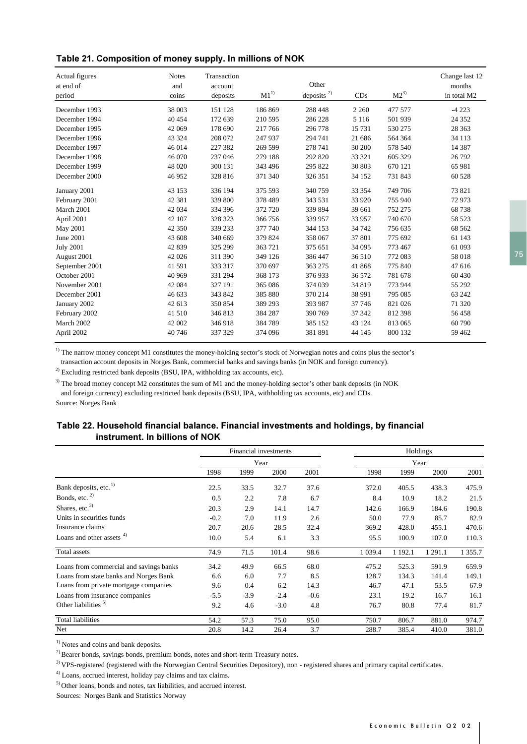## Table 21. Composition of money supply. In millions of NOK

| Actual figures at end of period | Notes and coins | Transaction account deposits | M1[1] | Other deposits [2] | CDs | M2[3] | Change last 12 months in total M2 |
|---|---|---|---|---|---|---|---|
| December 1993 | 38 003 | 151 128 | 186 869 | 288 448 | 2 260 | 477 577 | -4 223 |
| December 1994 | 40 454 | 172 639 | 210 595 | 286 228 | 5 116 | 501 939 | 24 352 |
| December 1995 | 42 069 | 178 690 | 217 766 | 296 778 | 15 731 | 530 275 | 28 363 |
| December 1996 | 43 324 | 208 072 | 247 937 | 294 741 | 21 686 | 564 364 | 34 113 |
| December 1997 | 46 014 | 227 382 | 269 599 | 278 741 | 30 200 | 578 540 | 14 387 |
| December 1998 | 46 070 | 237 046 | 279 188 | 292 820 | 33 321 | 605 329 | 26 792 |
| December 1999 | 48 020 | 300 131 | 343 496 | 295 822 | 30 803 | 670 121 | 65 981 |
| December 2000 | 46 952 | 328 816 | 371 340 | 326 351 | 34 152 | 731 843 | 60 528 |
| January 2001 | 43 153 | 336 194 | 375 593 | 340 759 | 33 354 | 749 706 | 73 821 |
| February 2001 | 42 381 | 339 800 | 378 489 | 343 531 | 33 920 | 755 940 | 72 973 |
| March 2001 | 42 034 | 334 396 | 372 720 | 339 894 | 39 661 | 752 275 | 68 738 |
| April 2001 | 42 107 | 328 323 | 366 756 | 339 957 | 33 957 | 740 670 | 58 523 |
| May 2001 | 42 350 | 339 233 | 377 740 | 344 153 | 34 742 | 756 635 | 68 562 |
| June 2001 | 43 608 | 340 669 | 379 824 | 358 067 | 37 801 | 775 692 | 61 143 |
| July 2001 | 42 839 | 325 299 | 363 721 | 375 651 | 34 095 | 773 467 | 61 093 |
| August 2001 | 42 026 | 311 390 | 349 126 | 386 447 | 36 510 | 772 083 | 58 018 |
| September 2001 | 41 591 | 333 317 | 370 697 | 363 275 | 41 868 | 775 840 | 47 616 |
| October 2001 | 40 969 | 331 294 | 368 173 | 376 933 | 36 572 | 781 678 | 60 430 |
| November 2001 | 42 084 | 327 191 | 365 086 | 374 039 | 34 819 | 773 944 | 55 292 |
| December 2001 | 46 633 | 343 842 | 385 880 | 370 214 | 38 991 | 795 085 | 63 242 |
| January 2002 | 42 613 | 350 854 | 389 293 | 393 987 | 37 746 | 821 026 | 71 320 |
| February 2002 | 41 510 | 346 813 | 384 287 | 390 769 | 37 342 | 812 398 | 56 458 |
| March 2002 | 42 002 | 346 918 | 384 789 | 385 152 | 43 124 | 813 065 | 60 790 |
| April 2002 | 40 746 | 337 329 | 374 096 | 381 891 | 44 145 | 800 132 | 59 462 |

[1] The narrow money concept M1 constitutes the money-holding sector's stock of Norwegian notes and coins plus the sector's transaction account deposits in Norges Bank, commercial banks and savings banks (in NOK and foreign currency).

[2] Excluding restricted bank deposits (BSU, IPA, withholding tax accounts, etc).

[3] The broad money concept M2 constitutes the sum of M1 and the money-holding sector's other bank deposits (in NOK and foreign currency) excluding restricted bank deposits (BSU, IPA, withholding tax accounts, etc) and CDs.

Source: Norges Bank

## Table 22. Household financial balance. Financial investments and holdings, by financial instrument. In billions of NOK

| | Financial investments | | | | Holdings | | | |
|---|---|---|---|---|---|---|---|---|
| | Year | | | | Year | | | |
| | 1998 | 1999 | 2000 | 2001 | 1998 | 1999 | 2000 | 2001 |
| Bank deposits, etc.[1] | 22.5 | 33.5 | 32.7 | 37.6 | 372.0 | 405.5 | 438.3 | 475.9 |
| Bonds, etc.[2] | 0.5 | 2.2 | 7.8 | 6.7 | 8.4 | 10.9 | 18.2 | 21.5 |
| Shares, etc.[3] | 20.3 | 2.9 | 14.1 | 14.7 | 142.6 | 166.9 | 184.6 | 190.8 |
| Units in securities funds | -0.2 | 7.0 | 11.9 | 2.6 | 50.0 | 77.9 | 85.7 | 82.9 |
| Insurance claims | 20.7 | 20.6 | 28.5 | 32.4 | 369.2 | 428.0 | 455.1 | 470.6 |
| Loans and other assets [4] | 10.0 | 5.4 | 6.1 | 3.3 | 95.5 | 100.9 | 107.0 | 110.3 |
| Total assets | 74.9 | 71.5 | 101.4 | 98.6 | 1 039.4 | 1 192.1 | 1 291.1 | 1 355.7 |
| Loans from commercial and savings banks | 34.2 | 49.9 | 66.5 | 68.0 | 475.2 | 525.3 | 591.9 | 659.9 |
| Loans from state banks and Norges Bank | 6.6 | 6.0 | 7.7 | 8.5 | 128.7 | 134.3 | 141.4 | 149.1 |
| Loans from private mortgage companies | 9.6 | 0.4 | 6.2 | 14.3 | 46.7 | 47.1 | 53.5 | 67.9 |
| Loans from insurance companies | -5.5 | -3.9 | -2.4 | -0.6 | 23.1 | 19.2 | 16.7 | 16.1 |
| Other liabilities [5] | 9.2 | 4.6 | -3.0 | 4.8 | 76.7 | 80.8 | 77.4 | 81.7 |
| Total liabilities | 54.2 | 57.3 | 75.0 | 95.0 | 750.7 | 806.7 | 881.0 | 974.7 |
| Net | 20.8 | 14.2 | 26.4 | 3.7 | 288.7 | 385.4 | 410.0 | 381.0 |

[1] Notes and coins and bank deposits.

[2] Bearer bonds, savings bonds, premium bonds, notes and short-term Treasury notes.

[3] VPS-registered (registered with the Norwegian Central Securities Depository), non - registered shares and primary capital certificates.

[4] Loans, accrued interest, holiday pay claims and tax claims.

[5] Other loans, bonds and notes, tax liabilities, and accrued interest.

Sources: Norges Bank and Statistics Norway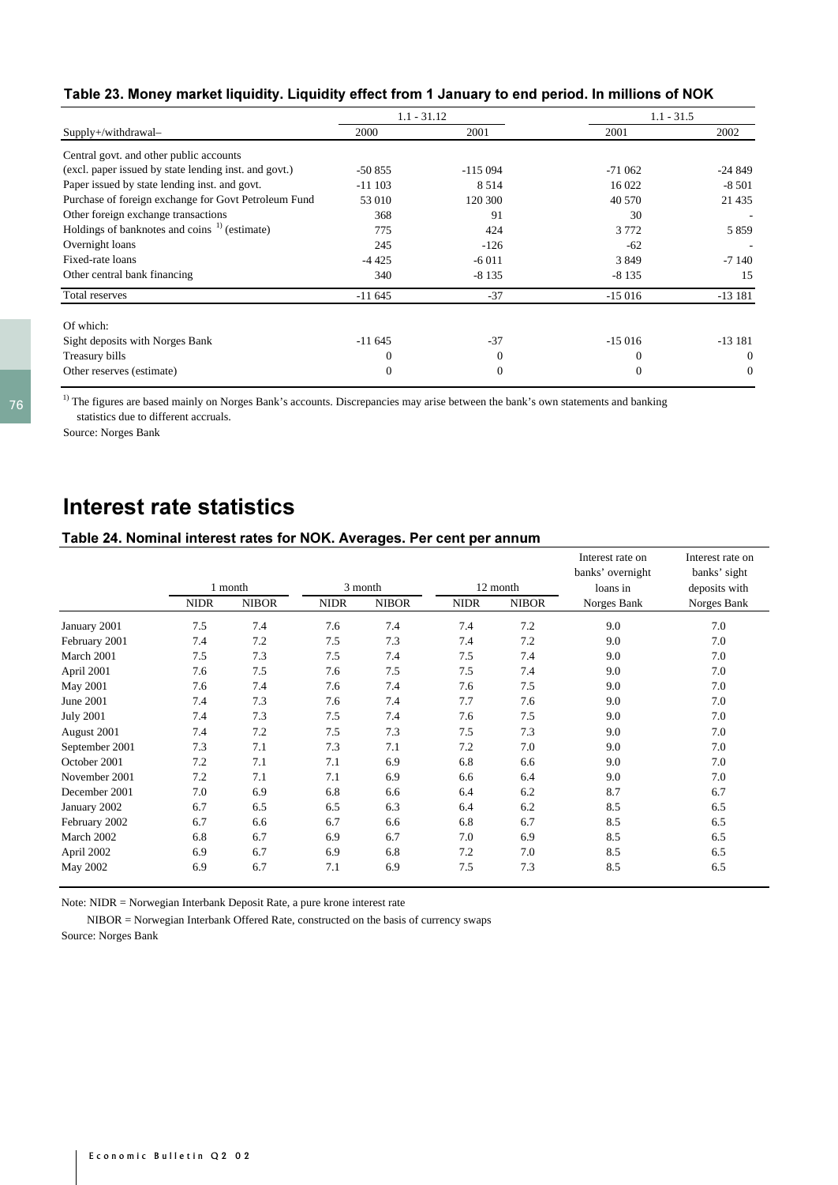### Table 23. Money market liquidity. Liquidity effect from 1 January to end period. In millions of NOK

| Supply+/withdrawal– | 1.1 - 31.12 2000 | 1.1 - 31.12 2001 | 1.1 - 31.5 2001 | 1.1 - 31.5 2002 |
|---|---|---|---|---|
| Central govt. and other public accounts (excl. paper issued by state lending inst. and govt.) | -50 855 | -115 094 | -71 062 | -24 849 |
| Paper issued by state lending inst. and govt. | -11 103 | 8 514 | 16 022 | -8 501 |
| Purchase of foreign exchange for Govt Petroleum Fund | 53 010 | 120 300 | 40 570 | 21 435 |
| Other foreign exchange transactions | 368 | 91 | 30 | - |
| Holdings of banknotes and coins [1] (estimate) | 775 | 424 | 3 772 | 5 859 |
| Overnight loans | 245 | -126 | -62 | - |
| Fixed-rate loans | -4 425 | -6 011 | 3 849 | -7 140 |
| Other central bank financing | 340 | -8 135 | -8 135 | 15 |
| Total reserves | -11 645 | -37 | -15 016 | -13 181 |
| Of which: | | | | |
| Sight deposits with Norges Bank | -11 645 | -37 | -15 016 | -13 181 |
| Treasury bills | 0 | 0 | 0 | 0 |
| Other reserves (estimate) | 0 | 0 | 0 | 0 |

[1] The figures are based mainly on Norges Bank's accounts. Discrepancies may arise between the bank's own statements and banking statistics due to different accruals.

Source: Norges Bank

# Interest rate statistics

### Table 24. Nominal interest rates for NOK. Averages. Per cent per annum

| | 1 month | | 3 month | | 12 month | | Interest rate on banks' overnight loans in | Interest rate on banks' sight deposits with |
|---|---|---|---|---|---|---|---|---|
| | NIDR | NIBOR | NIDR | NIBOR | NIDR | NIBOR | Norges Bank | Norges Bank |
| January 2001 | 7.5 | 7.4 | 7.6 | 7.4 | 7.4 | 7.2 | 9.0 | 7.0 |
| February 2001 | 7.4 | 7.2 | 7.5 | 7.3 | 7.4 | 7.2 | 9.0 | 7.0 |
| March 2001 | 7.5 | 7.3 | 7.5 | 7.4 | 7.5 | 7.4 | 9.0 | 7.0 |
| April 2001 | 7.6 | 7.5 | 7.6 | 7.5 | 7.5 | 7.4 | 9.0 | 7.0 |
| May 2001 | 7.6 | 7.4 | 7.6 | 7.4 | 7.6 | 7.5 | 9.0 | 7.0 |
| June 2001 | 7.4 | 7.3 | 7.6 | 7.4 | 7.7 | 7.6 | 9.0 | 7.0 |
| July 2001 | 7.4 | 7.3 | 7.5 | 7.4 | 7.6 | 7.5 | 9.0 | 7.0 |
| August 2001 | 7.4 | 7.2 | 7.5 | 7.3 | 7.5 | 7.3 | 9.0 | 7.0 |
| September 2001 | 7.3 | 7.1 | 7.3 | 7.1 | 7.2 | 7.0 | 9.0 | 7.0 |
| October 2001 | 7.2 | 7.1 | 7.1 | 6.9 | 6.8 | 6.6 | 9.0 | 7.0 |
| November 2001 | 7.2 | 7.1 | 7.1 | 6.9 | 6.6 | 6.4 | 9.0 | 7.0 |
| December 2001 | 7.0 | 6.9 | 6.8 | 6.6 | 6.4 | 6.2 | 8.7 | 6.7 |
| January 2002 | 6.7 | 6.5 | 6.5 | 6.3 | 6.4 | 6.2 | 8.5 | 6.5 |
| February 2002 | 6.7 | 6.6 | 6.7 | 6.6 | 6.8 | 6.7 | 8.5 | 6.5 |
| March 2002 | 6.8 | 6.7 | 6.9 | 6.7 | 7.0 | 6.9 | 8.5 | 6.5 |
| April 2002 | 6.9 | 6.7 | 6.9 | 6.8 | 7.2 | 7.0 | 8.5 | 6.5 |
| May 2002 | 6.9 | 6.7 | 7.1 | 6.9 | 7.5 | 7.3 | 8.5 | 6.5 |

Note: NIDR = Norwegian Interbank Deposit Rate, a pure krone interest rate

NIBOR = Norwegian Interbank Offered Rate, constructed on the basis of currency swaps

Source: Norges Bank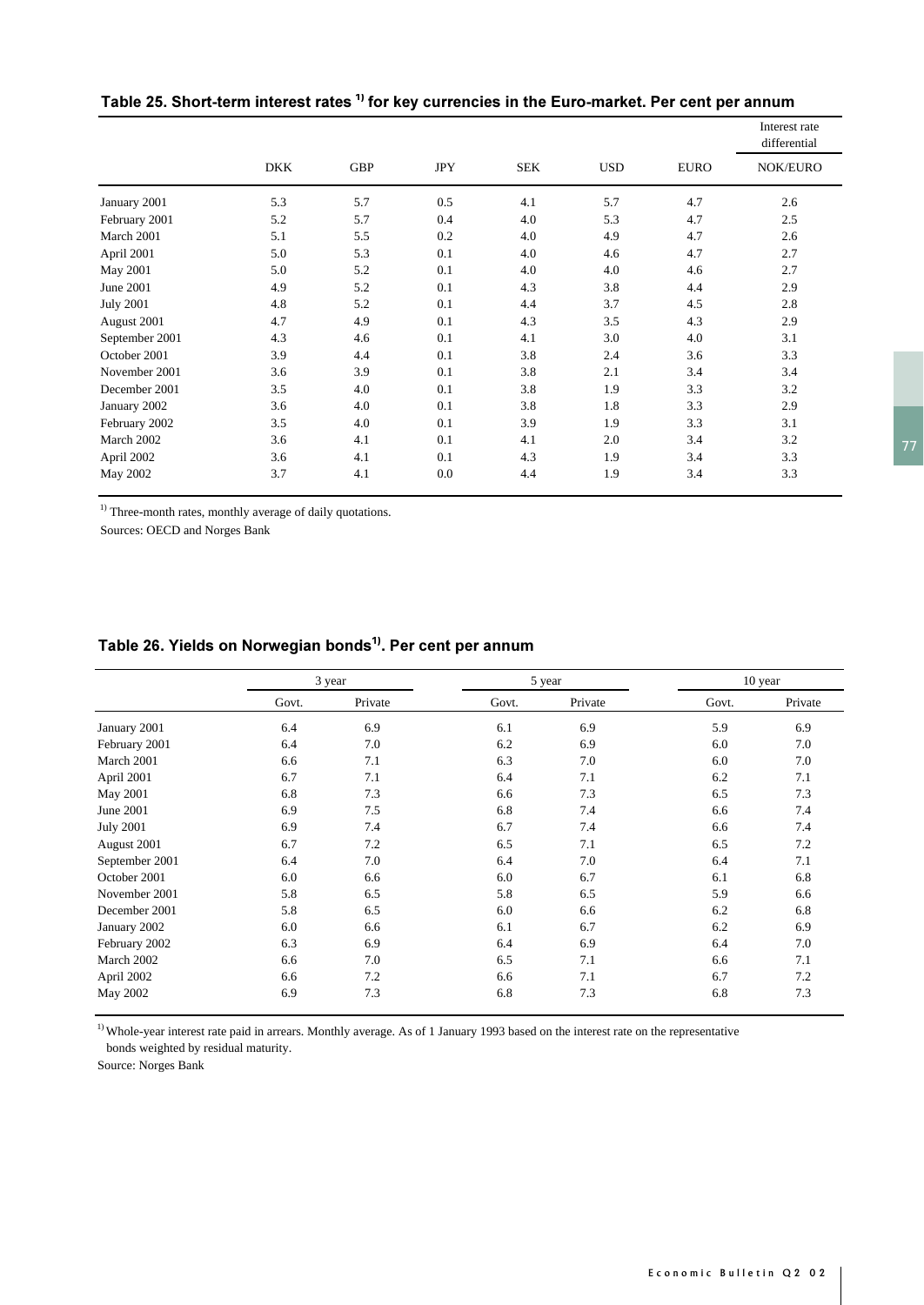## Table 25. Short-term interest rates [1] for key currencies in the Euro-market. Per cent per annum

| | DKK | GBP | JPY | SEK | USD | EURO | Interest rate differential NOK/EURO |
|---|---|---|---|---|---|---|---|
| January 2001 | 5.3 | 5.7 | 0.5 | 4.1 | 5.7 | 4.7 | 2.6 |
| February 2001 | 5.2 | 5.7 | 0.4 | 4.0 | 5.3 | 4.7 | 2.5 |
| March 2001 | 5.1 | 5.5 | 0.2 | 4.0 | 4.9 | 4.7 | 2.6 |
| April 2001 | 5.0 | 5.3 | 0.1 | 4.0 | 4.6 | 4.7 | 2.7 |
| May 2001 | 5.0 | 5.2 | 0.1 | 4.0 | 4.0 | 4.6 | 2.7 |
| June 2001 | 4.9 | 5.2 | 0.1 | 4.3 | 3.8 | 4.4 | 2.9 |
| July 2001 | 4.8 | 5.2 | 0.1 | 4.4 | 3.7 | 4.5 | 2.8 |
| August 2001 | 4.7 | 4.9 | 0.1 | 4.3 | 3.5 | 4.3 | 2.9 |
| September 2001 | 4.3 | 4.6 | 0.1 | 4.1 | 3.0 | 4.0 | 3.1 |
| October 2001 | 3.9 | 4.4 | 0.1 | 3.8 | 2.4 | 3.6 | 3.3 |
| November 2001 | 3.6 | 3.9 | 0.1 | 3.8 | 2.1 | 3.4 | 3.4 |
| December 2001 | 3.5 | 4.0 | 0.1 | 3.8 | 1.9 | 3.3 | 3.2 |
| January 2002 | 3.6 | 4.0 | 0.1 | 3.8 | 1.8 | 3.3 | 2.9 |
| February 2002 | 3.5 | 4.0 | 0.1 | 3.9 | 1.9 | 3.3 | 3.1 |
| March 2002 | 3.6 | 4.1 | 0.1 | 4.1 | 2.0 | 3.4 | 3.2 |
| April 2002 | 3.6 | 4.1 | 0.1 | 4.3 | 1.9 | 3.4 | 3.3 |
| May 2002 | 3.7 | 4.1 | 0.0 | 4.4 | 1.9 | 3.4 | 3.3 |

[1] Three-month rates, monthly average of daily quotations.

Sources: OECD and Norges Bank

## Table 26. Yields on Norwegian bonds[1]. Per cent per annum

| | 3 year | | 5 year | | 10 year | |
|---|---|---|---|---|---|---|
| | Govt. | Private | Govt. | Private | Govt. | Private |
| January 2001 | 6.4 | 6.9 | 6.1 | 6.9 | 5.9 | 6.9 |
| February 2001 | 6.4 | 7.0 | 6.2 | 6.9 | 6.0 | 7.0 |
| March 2001 | 6.6 | 7.1 | 6.3 | 7.0 | 6.0 | 7.0 |
| April 2001 | 6.7 | 7.1 | 6.4 | 7.1 | 6.2 | 7.1 |
| May 2001 | 6.8 | 7.3 | 6.6 | 7.3 | 6.5 | 7.3 |
| June 2001 | 6.9 | 7.5 | 6.8 | 7.4 | 6.6 | 7.4 |
| July 2001 | 6.9 | 7.4 | 6.7 | 7.4 | 6.6 | 7.4 |
| August 2001 | 6.7 | 7.2 | 6.5 | 7.1 | 6.5 | 7.2 |
| September 2001 | 6.4 | 7.0 | 6.4 | 7.0 | 6.4 | 7.1 |
| October 2001 | 6.0 | 6.6 | 6.0 | 6.7 | 6.1 | 6.8 |
| November 2001 | 5.8 | 6.5 | 5.8 | 6.5 | 5.9 | 6.6 |
| December 2001 | 5.8 | 6.5 | 6.0 | 6.6 | 6.2 | 6.8 |
| January 2002 | 6.0 | 6.6 | 6.1 | 6.7 | 6.2 | 6.9 |
| February 2002 | 6.3 | 6.9 | 6.4 | 6.9 | 6.4 | 7.0 |
| March 2002 | 6.6 | 7.0 | 6.5 | 7.1 | 6.6 | 7.1 |
| April 2002 | 6.6 | 7.2 | 6.6 | 7.1 | 6.7 | 7.2 |
| May 2002 | 6.9 | 7.3 | 6.8 | 7.3 | 6.8 | 7.3 |

[1] Whole-year interest rate paid in arrears. Monthly average. As of 1 January 1993 based on the interest rate on the representative bonds weighted by residual maturity.

Source: Norges Bank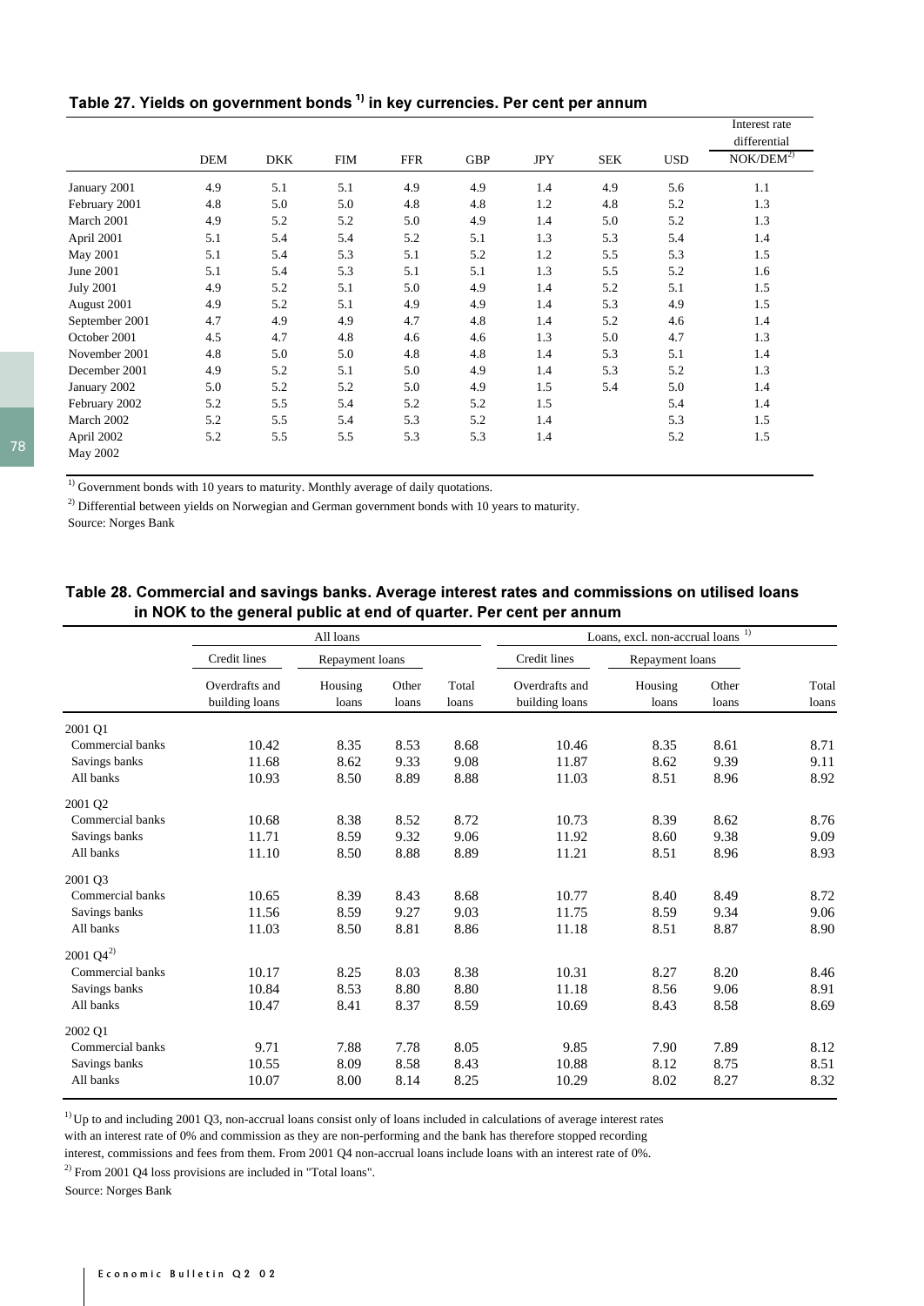## Table 27. Yields on government bonds [1] in key currencies. Per cent per annum

| | DEM | DKK | FIM | FFR | GBP | JPY | SEK | USD | Interest rate differential NOK/DEM[2] |
|---|---|---|---|---|---|---|---|---|---|
| January 2001 | 4.9 | 5.1 | 5.1 | 4.9 | 4.9 | 1.4 | 4.9 | 5.6 | 1.1 |
| February 2001 | 4.8 | 5.0 | 5.0 | 4.8 | 4.8 | 1.2 | 4.8 | 5.2 | 1.3 |
| March 2001 | 4.9 | 5.2 | 5.2 | 5.0 | 4.9 | 1.4 | 5.0 | 5.2 | 1.3 |
| April 2001 | 5.1 | 5.4 | 5.4 | 5.2 | 5.1 | 1.3 | 5.3 | 5.4 | 1.4 |
| May 2001 | 5.1 | 5.4 | 5.3 | 5.1 | 5.2 | 1.2 | 5.5 | 5.3 | 1.5 |
| June 2001 | 5.1 | 5.4 | 5.3 | 5.1 | 5.1 | 1.3 | 5.5 | 5.2 | 1.6 |
| July 2001 | 4.9 | 5.2 | 5.1 | 5.0 | 4.9 | 1.4 | 5.2 | 5.1 | 1.5 |
| August 2001 | 4.9 | 5.2 | 5.1 | 4.9 | 4.9 | 1.4 | 5.3 | 4.9 | 1.5 |
| September 2001 | 4.7 | 4.9 | 4.9 | 4.7 | 4.8 | 1.4 | 5.2 | 4.6 | 1.4 |
| October 2001 | 4.5 | 4.7 | 4.8 | 4.6 | 4.6 | 1.3 | 5.0 | 4.7 | 1.3 |
| November 2001 | 4.8 | 5.0 | 5.0 | 4.8 | 4.8 | 1.4 | 5.3 | 5.1 | 1.4 |
| December 2001 | 4.9 | 5.2 | 5.1 | 5.0 | 4.9 | 1.4 | 5.3 | 5.2 | 1.3 |
| January 2002 | 5.0 | 5.2 | 5.2 | 5.0 | 4.9 | 1.5 | 5.4 | 5.0 | 1.4 |
| February 2002 | 5.2 | 5.5 | 5.4 | 5.2 | 5.2 | 1.5 | | 5.4 | 1.4 |
| March 2002 | 5.2 | 5.5 | 5.4 | 5.3 | 5.2 | 1.4 | | 5.3 | 1.5 |
| April 2002 | 5.2 | 5.5 | 5.5 | 5.3 | 5.3 | 1.4 | | 5.2 | 1.5 |
| May 2002 | | | | | | | | | |

[1] Government bonds with 10 years to maturity. Monthly average of daily quotations.

[2] Differential between yields on Norwegian and German government bonds with 10 years to maturity.

Source: Norges Bank

## Table 28. Commercial and savings banks. Average interest rates and commissions on utilised loans in NOK to the general public at end of quarter. Per cent per annum

| | All loans | | | | Loans, excl. non-accrual loans [1] | | | |
|---|---|---|---|---|---|---|---|---|
| | Credit lines | Repayment loans | | | Credit lines | Repayment loans | | |
| | Overdrafts and building loans | Housing loans | Other loans | Total loans | Overdrafts and building loans | Housing loans | Other loans | Total loans |
| **2001 Q1** | | | | | | | | |
| Commercial banks | 10.42 | 8.35 | 8.53 | 8.68 | 10.46 | 8.35 | 8.61 | 8.71 |
| Savings banks | 11.68 | 8.62 | 9.33 | 9.08 | 11.87 | 8.62 | 9.39 | 9.11 |
| All banks | 10.93 | 8.50 | 8.89 | 8.88 | 11.03 | 8.51 | 8.96 | 8.92 |
| **2001 Q2** | | | | | | | | |
| Commercial banks | 10.68 | 8.38 | 8.52 | 8.72 | 10.73 | 8.39 | 8.62 | 8.76 |
| Savings banks | 11.71 | 8.59 | 9.32 | 9.06 | 11.92 | 8.60 | 9.38 | 9.09 |
| All banks | 11.10 | 8.50 | 8.88 | 8.89 | 11.21 | 8.51 | 8.96 | 8.93 |
| **2001 Q3** | | | | | | | | |
| Commercial banks | 10.65 | 8.39 | 8.43 | 8.68 | 10.77 | 8.40 | 8.49 | 8.72 |
| Savings banks | 11.56 | 8.59 | 9.27 | 9.03 | 11.75 | 8.59 | 9.34 | 9.06 |
| All banks | 11.03 | 8.50 | 8.81 | 8.86 | 11.18 | 8.51 | 8.87 | 8.90 |
| **2001 Q4[2]** | | | | | | | | |
| Commercial banks | 10.17 | 8.25 | 8.03 | 8.38 | 10.31 | 8.27 | 8.20 | 8.46 |
| Savings banks | 10.84 | 8.53 | 8.80 | 8.80 | 11.18 | 8.56 | 9.06 | 8.91 |
| All banks | 10.47 | 8.41 | 8.37 | 8.59 | 10.69 | 8.43 | 8.58 | 8.69 |
| **2002 Q1** | | | | | | | | |
| Commercial banks | 9.71 | 7.88 | 7.78 | 8.05 | 9.85 | 7.90 | 7.89 | 8.12 |
| Savings banks | 10.55 | 8.09 | 8.58 | 8.43 | 10.88 | 8.12 | 8.75 | 8.51 |
| All banks | 10.07 | 8.00 | 8.14 | 8.25 | 10.29 | 8.02 | 8.27 | 8.32 |

[1] Up to and including 2001 Q3, non-accrual loans consist only of loans included in calculations of average interest rates with an interest rate of 0% and commission as they are non-performing and the bank has therefore stopped recording interest, commissions and fees from them. From 2001 Q4 non-accrual loans include loans with an interest rate of 0%.

[2] From 2001 Q4 loss provisions are included in "Total loans".

Source: Norges Bank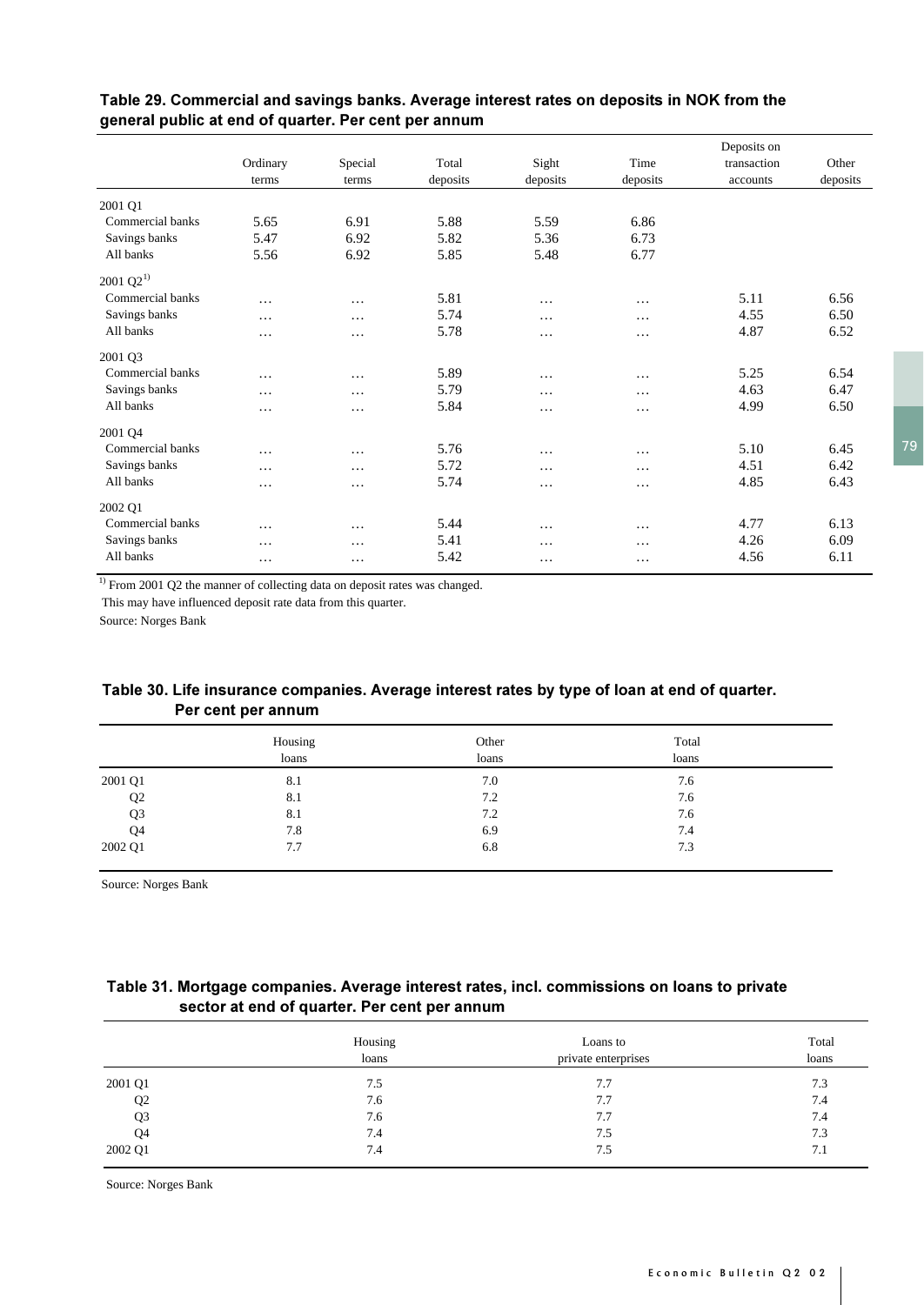### Table 29. Commercial and savings banks. Average interest rates on deposits in NOK from the general public at end of quarter. Per cent per annum

| | Ordinary terms | Special terms | Total deposits | Sight deposits | Time deposits | Deposits on transaction accounts | Other deposits |
|---|---|---|---|---|---|---|---|
| 2001 Q1 | | | | | | | |
| Commercial banks | 5.65 | 6.91 | 5.88 | 5.59 | 6.86 | | |
| Savings banks | 5.47 | 6.92 | 5.82 | 5.36 | 6.73 | | |
| All banks | 5.56 | 6.92 | 5.85 | 5.48 | 6.77 | | |
| 2001 Q2[1] | | | | | | | |
| Commercial banks | ... | ... | 5.81 | ... | ... | 5.11 | 6.56 |
| Savings banks | ... | ... | 5.74 | ... | ... | 4.55 | 6.50 |
| All banks | ... | ... | 5.78 | ... | ... | 4.87 | 6.52 |
| 2001 Q3 | | | | | | | |
| Commercial banks | ... | ... | 5.89 | ... | ... | 5.25 | 6.54 |
| Savings banks | ... | ... | 5.79 | ... | ... | 4.63 | 6.47 |
| All banks | ... | ... | 5.84 | ... | ... | 4.99 | 6.50 |
| 2001 Q4 | | | | | | | |
| Commercial banks | ... | ... | 5.76 | ... | ... | 5.10 | 6.45 |
| Savings banks | ... | ... | 5.72 | ... | ... | 4.51 | 6.42 |
| All banks | ... | ... | 5.74 | ... | ... | 4.85 | 6.43 |
| 2002 Q1 | | | | | | | |
| Commercial banks | ... | ... | 5.44 | ... | ... | 4.77 | 6.13 |
| Savings banks | ... | ... | 5.41 | ... | ... | 4.26 | 6.09 |
| All banks | ... | ... | 5.42 | ... | ... | 4.56 | 6.11 |

[1] From 2001 Q2 the manner of collecting data on deposit rates was changed. This may have influenced deposit rate data from this quarter.

Source: Norges Bank

### Table 30. Life insurance companies. Average interest rates by type of loan at end of quarter. Per cent per annum

| | Housing loans | Other loans | Total loans |
|---|---|---|---|
| 2001 Q1 | 8.1 | 7.0 | 7.6 |
| Q2 | 8.1 | 7.2 | 7.6 |
| Q3 | 8.1 | 7.2 | 7.6 |
| Q4 | 7.8 | 6.9 | 7.4 |
| 2002 Q1 | 7.7 | 6.8 | 7.3 |

Source: Norges Bank

### Table 31. Mortgage companies. Average interest rates, incl. commissions on loans to private sector at end of quarter. Per cent per annum

| | Housing loans | Loans to private enterprises | Total loans |
|---|---|---|---|
| 2001 Q1 | 7.5 | 7.7 | 7.3 |
| Q2 | 7.6 | 7.7 | 7.4 |
| Q3 | 7.6 | 7.7 | 7.4 |
| Q4 | 7.4 | 7.5 | 7.3 |
| 2002 Q1 | 7.4 | 7.5 | 7.1 |

Source: Norges Bank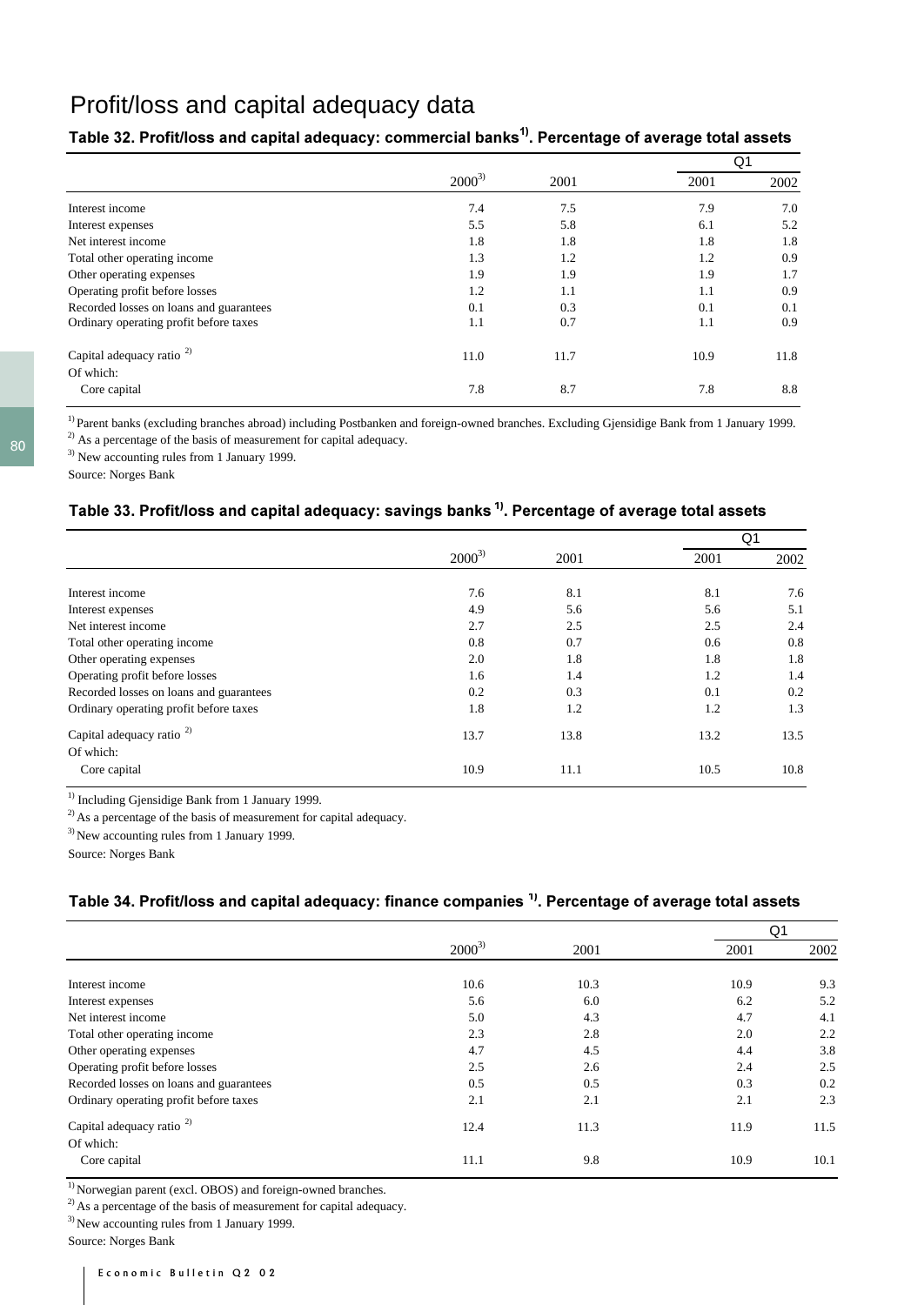# Profit/loss and capital adequacy data

### Table 32. Profit/loss and capital adequacy: commercial banks[1]. Percentage of average total assets

| | 2000[3] | 2001 | Q1 2001 | Q1 2002 |
|---|---|---|---|---|
| Interest income | 7.4 | 7.5 | 7.9 | 7.0 |
| Interest expenses | 5.5 | 5.8 | 6.1 | 5.2 |
| Net interest income | 1.8 | 1.8 | 1.8 | 1.8 |
| Total other operating income | 1.3 | 1.2 | 1.2 | 0.9 |
| Other operating expenses | 1.9 | 1.9 | 1.9 | 1.7 |
| Operating profit before losses | 1.2 | 1.1 | 1.1 | 0.9 |
| Recorded losses on loans and guarantees | 0.1 | 0.3 | 0.1 | 0.1 |
| Ordinary operating profit before taxes | 1.1 | 0.7 | 1.1 | 0.9 |
| Capital adequacy ratio [2] | 11.0 | 11.7 | 10.9 | 11.8 |
| Of which: | | | | |
| Core capital | 7.8 | 8.7 | 7.8 | 8.8 |

[1] Parent banks (excluding branches abroad) including Postbanken and foreign-owned branches. Excluding Gjensidige Bank from 1 January 1999.

[2] As a percentage of the basis of measurement for capital adequacy.

[3] New accounting rules from 1 January 1999.

Source: Norges Bank

### Table 33. Profit/loss and capital adequacy: savings banks [1]. Percentage of average total assets

| | 2000[3] | 2001 | Q1 2001 | Q1 2002 |
|---|---|---|---|---|
| Interest income | 7.6 | 8.1 | 8.1 | 7.6 |
| Interest expenses | 4.9 | 5.6 | 5.6 | 5.1 |
| Net interest income | 2.7 | 2.5 | 2.5 | 2.4 |
| Total other operating income | 0.8 | 0.7 | 0.6 | 0.8 |
| Other operating expenses | 2.0 | 1.8 | 1.8 | 1.8 |
| Operating profit before losses | 1.6 | 1.4 | 1.2 | 1.4 |
| Recorded losses on loans and guarantees | 0.2 | 0.3 | 0.1 | 0.2 |
| Ordinary operating profit before taxes | 1.8 | 1.2 | 1.2 | 1.3 |
| Capital adequacy ratio [2] | 13.7 | 13.8 | 13.2 | 13.5 |
| Of which: | | | | |
| Core capital | 10.9 | 11.1 | 10.5 | 10.8 |

[1] Including Gjensidige Bank from 1 January 1999.

[2] As a percentage of the basis of measurement for capital adequacy.

[3] New accounting rules from 1 January 1999.

Source: Norges Bank

### Table 34. Profit/loss and capital adequacy: finance companies [1]. Percentage of average total assets

| | 2000[3] | 2001 | Q1 2001 | Q1 2002 |
|---|---|---|---|---|
| Interest income | 10.6 | 10.3 | 10.9 | 9.3 |
| Interest expenses | 5.6 | 6.0 | 6.2 | 5.2 |
| Net interest income | 5.0 | 4.3 | 4.7 | 4.1 |
| Total other operating income | 2.3 | 2.8 | 2.0 | 2.2 |
| Other operating expenses | 4.7 | 4.5 | 4.4 | 3.8 |
| Operating profit before losses | 2.5 | 2.6 | 2.4 | 2.5 |
| Recorded losses on loans and guarantees | 0.5 | 0.5 | 0.3 | 0.2 |
| Ordinary operating profit before taxes | 2.1 | 2.1 | 2.1 | 2.3 |
| Capital adequacy ratio [2] | 12.4 | 11.3 | 11.9 | 11.5 |
| Of which: | | | | |
| Core capital | 11.1 | 9.8 | 10.9 | 10.1 |

[1] Norwegian parent (excl. OBOS) and foreign-owned branches.

[2] As a percentage of the basis of measurement for capital adequacy.

[3] New accounting rules from 1 January 1999.

Source: Norges Bank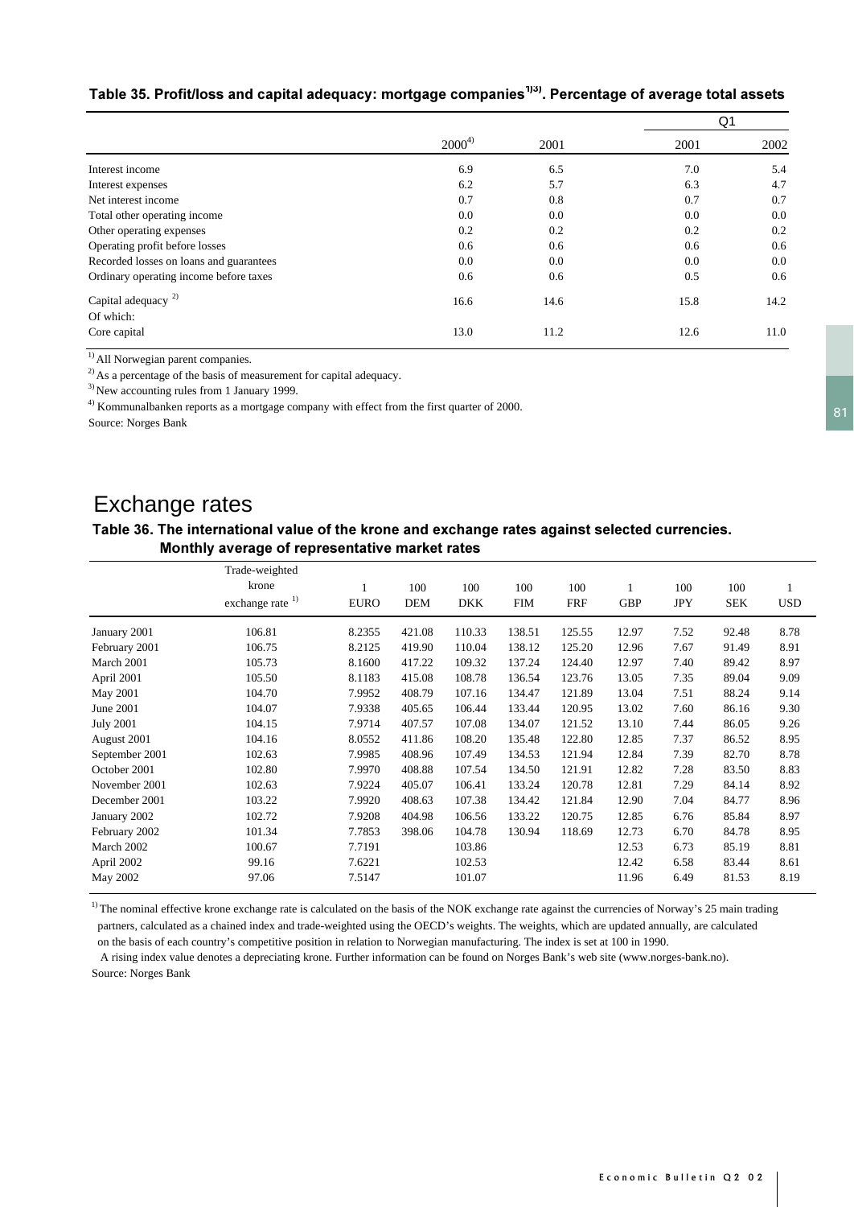### Table 35. Profit/loss and capital adequacy: mortgage companies[1)3)]. Percentage of average total assets

| | 2000[4)] | 2001 | Q1 2001 | Q1 2002 |
|---|---|---|---|---|
| Interest income | 6.9 | 6.5 | 7.0 | 5.4 |
| Interest expenses | 6.2 | 5.7 | 6.3 | 4.7 |
| Net interest income | 0.7 | 0.8 | 0.7 | 0.7 |
| Total other operating income | 0.0 | 0.0 | 0.0 | 0.0 |
| Other operating expenses | 0.2 | 0.2 | 0.2 | 0.2 |
| Operating profit before losses | 0.6 | 0.6 | 0.6 | 0.6 |
| Recorded losses on loans and guarantees | 0.0 | 0.0 | 0.0 | 0.0 |
| Ordinary operating income before taxes | 0.6 | 0.6 | 0.5 | 0.6 |
| Capital adequacy [2)] | 16.6 | 14.6 | 15.8 | 14.2 |
| Of which: | | | | |
| Core capital | 13.0 | 11.2 | 12.6 | 11.0 |

[1)] All Norwegian parent companies.

[2)] As a percentage of the basis of measurement for capital adequacy.

[3)] New accounting rules from 1 January 1999.

[4)] Kommunalbanken reports as a mortgage company with effect from the first quarter of 2000.

Source: Norges Bank

# Exchange rates

### Table 36. The international value of the krone and exchange rates against selected currencies. Monthly average of representative market rates

| | Trade-weighted krone exchange rate [1)] | 1 EURO | 100 DEM | 100 DKK | 100 FIM | 100 FRF | 1 GBP | 100 JPY | 100 SEK | 1 USD |
|---|---|---|---|---|---|---|---|---|---|---|
| January 2001 | 106.81 | 8.2355 | 421.08 | 110.33 | 138.51 | 125.55 | 12.97 | 7.52 | 92.48 | 8.78 |
| February 2001 | 106.75 | 8.2125 | 419.90 | 110.04 | 138.12 | 125.20 | 12.96 | 7.67 | 91.49 | 8.91 |
| March 2001 | 105.73 | 8.1600 | 417.22 | 109.32 | 137.24 | 124.40 | 12.97 | 7.40 | 89.42 | 8.97 |
| April 2001 | 105.50 | 8.1183 | 415.08 | 108.78 | 136.54 | 123.76 | 13.05 | 7.35 | 89.04 | 9.09 |
| May 2001 | 104.70 | 7.9952 | 408.79 | 107.16 | 134.47 | 121.89 | 13.04 | 7.51 | 88.24 | 9.14 |
| June 2001 | 104.07 | 7.9338 | 405.65 | 106.44 | 133.44 | 120.95 | 13.02 | 7.60 | 86.16 | 9.30 |
| July 2001 | 104.15 | 7.9714 | 407.57 | 107.08 | 134.07 | 121.52 | 13.10 | 7.44 | 86.05 | 9.26 |
| August 2001 | 104.16 | 8.0552 | 411.86 | 108.20 | 135.48 | 122.80 | 12.85 | 7.37 | 86.52 | 8.95 |
| September 2001 | 102.63 | 7.9985 | 408.96 | 107.49 | 134.53 | 121.94 | 12.84 | 7.39 | 82.70 | 8.78 |
| October 2001 | 102.80 | 7.9970 | 408.88 | 107.54 | 134.50 | 121.91 | 12.82 | 7.28 | 83.50 | 8.83 |
| November 2001 | 102.63 | 7.9224 | 405.07 | 106.41 | 133.24 | 120.78 | 12.81 | 7.29 | 84.14 | 8.92 |
| December 2001 | 103.22 | 7.9920 | 408.63 | 107.38 | 134.42 | 121.84 | 12.90 | 7.04 | 84.77 | 8.96 |
| January 2002 | 102.72 | 7.9208 | 404.98 | 106.56 | 133.22 | 120.75 | 12.85 | 6.76 | 85.84 | 8.97 |
| February 2002 | 101.34 | 7.7853 | 398.06 | 104.78 | 130.94 | 118.69 | 12.73 | 6.70 | 84.78 | 8.95 |
| March 2002 | 100.67 | 7.7191 | | 103.86 | | | 12.53 | 6.73 | 85.19 | 8.81 |
| April 2002 | 99.16 | 7.6221 | | 102.53 | | | 12.42 | 6.58 | 83.44 | 8.61 |
| May 2002 | 97.06 | 7.5147 | | 101.07 | | | 11.96 | 6.49 | 81.53 | 8.19 |

[1)] The nominal effective krone exchange rate is calculated on the basis of the NOK exchange rate against the currencies of Norway's 25 main trading partners, calculated as a chained index and trade-weighted using the OECD's weights. The weights, which are updated annually, are calculated on the basis of each country's competitive position in relation to Norwegian manufacturing. The index is set at 100 in 1990.
A rising index value denotes a depreciating krone. Further information can be found on Norges Bank's web site (www.norges-bank.no).

Source: Norges Bank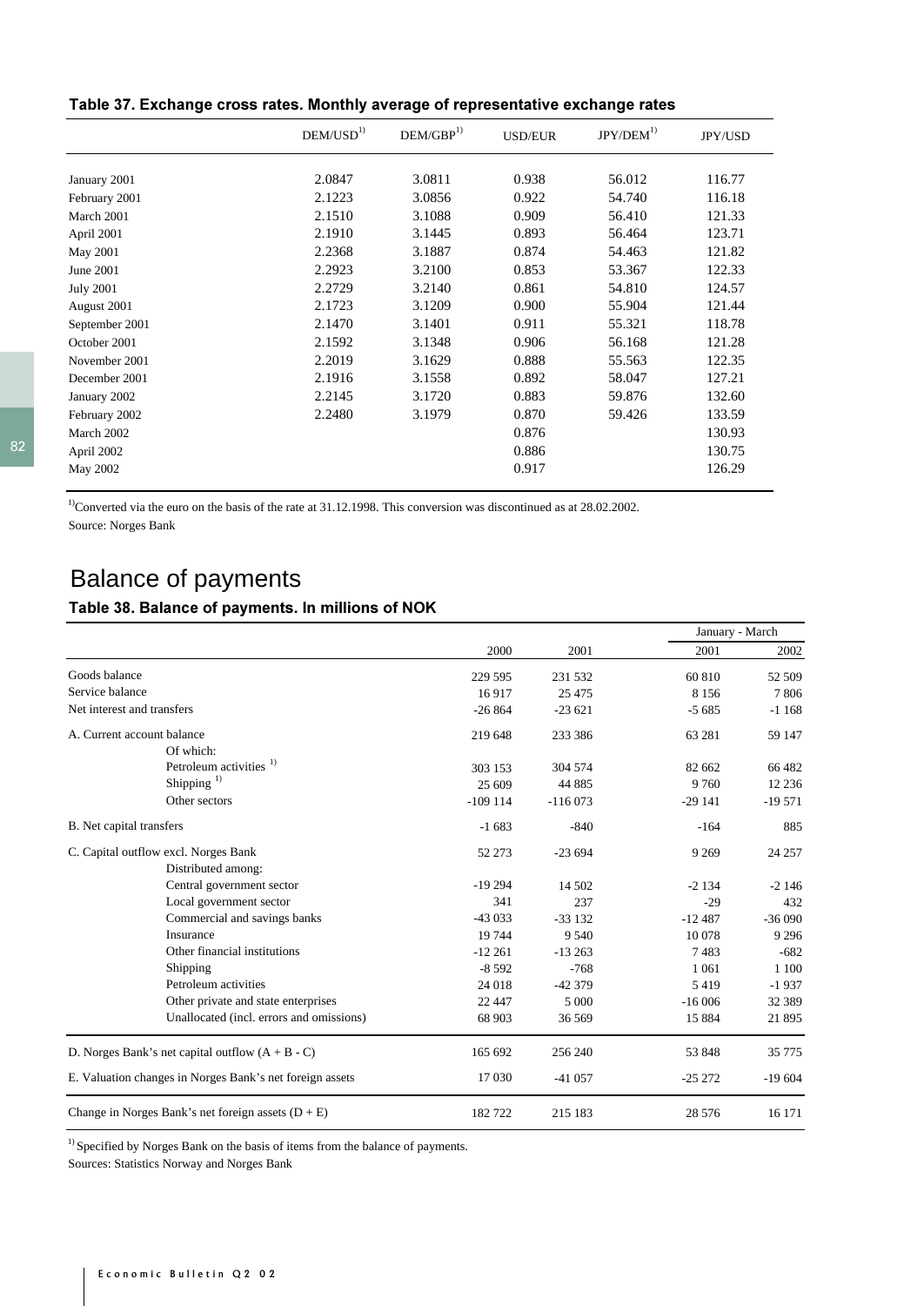### Table 37. Exchange cross rates. Monthly average of representative exchange rates

| | DEM/USD[1)] | DEM/GBP[1)] | USD/EUR | JPY/DEM[1)] | JPY/USD |
|---|---|---|---|---|---|
| January 2001 | 2.0847 | 3.0811 | 0.938 | 56.012 | 116.77 |
| February 2001 | 2.1223 | 3.0856 | 0.922 | 54.740 | 116.18 |
| March 2001 | 2.1510 | 3.1088 | 0.909 | 56.410 | 121.33 |
| April 2001 | 2.1910 | 3.1445 | 0.893 | 56.464 | 123.71 |
| May 2001 | 2.2368 | 3.1887 | 0.874 | 54.463 | 121.82 |
| June 2001 | 2.2923 | 3.2100 | 0.853 | 53.367 | 122.33 |
| July 2001 | 2.2729 | 3.2140 | 0.861 | 54.810 | 124.57 |
| August 2001 | 2.1723 | 3.1209 | 0.900 | 55.904 | 121.44 |
| September 2001 | 2.1470 | 3.1401 | 0.911 | 55.321 | 118.78 |
| October 2001 | 2.1592 | 3.1348 | 0.906 | 56.168 | 121.28 |
| November 2001 | 2.2019 | 3.1629 | 0.888 | 55.563 | 122.35 |
| December 2001 | 2.1916 | 3.1558 | 0.892 | 58.047 | 127.21 |
| January 2002 | 2.2145 | 3.1720 | 0.883 | 59.876 | 132.60 |
| February 2002 | 2.2480 | 3.1979 | 0.870 | 59.426 | 133.59 |
| March 2002 | | | 0.876 | | 130.93 |
| April 2002 | | | 0.886 | | 130.75 |
| May 2002 | | | 0.917 | | 126.29 |

[1)]Converted via the euro on the basis of the rate at 31.12.1998. This conversion was discontinued as at 28.02.2002.

Source: Norges Bank

# Balance of payments

### Table 38. Balance of payments. In millions of NOK

| | | | January - March | |
|---|---|---|---|---|
| | 2000 | 2001 | 2001 | 2002 |
| Goods balance | 229 595 | 231 532 | 60 810 | 52 509 |
| Service balance | 16 917 | 25 475 | 8 156 | 7 806 |
| Net interest and transfers | -26 864 | -23 621 | -5 685 | -1 168 |
| A. Current account balance | 219 648 | 233 386 | 63 281 | 59 147 |
| Of which: | | | | |
| Petroleum activities [1)] | 303 153 | 304 574 | 82 662 | 66 482 |
| Shipping [1)] | 25 609 | 44 885 | 9 760 | 12 236 |
| Other sectors | -109 114 | -116 073 | -29 141 | -19 571 |
| B. Net capital transfers | -1 683 | -840 | -164 | 885 |
| C. Capital outflow excl. Norges Bank | 52 273 | -23 694 | 9 269 | 24 257 |
| Distributed among: | | | | |
| Central government sector | -19 294 | 14 502 | -2 134 | -2 146 |
| Local government sector | 341 | 237 | -29 | 432 |
| Commercial and savings banks | -43 033 | -33 132 | -12 487 | -36 090 |
| Insurance | 19 744 | 9 540 | 10 078 | 9 296 |
| Other financial institutions | -12 261 | -13 263 | 7 483 | -682 |
| Shipping | -8 592 | -768 | 1 061 | 1 100 |
| Petroleum activities | 24 018 | -42 379 | 5 419 | -1 937 |
| Other private and state enterprises | 22 447 | 5 000 | -16 006 | 32 389 |
| Unallocated (incl. errors and omissions) | 68 903 | 36 569 | 15 884 | 21 895 |
| D. Norges Bank's net capital outflow (A + B - C) | 165 692 | 256 240 | 53 848 | 35 775 |
| E. Valuation changes in Norges Bank's net foreign assets | 17 030 | -41 057 | -25 272 | -19 604 |
| Change in Norges Bank's net foreign assets (D + E) | 182 722 | 215 183 | 28 576 | 16 171 |

[1)] Specified by Norges Bank on the basis of items from the balance of payments.

Sources: Statistics Norway and Norges Bank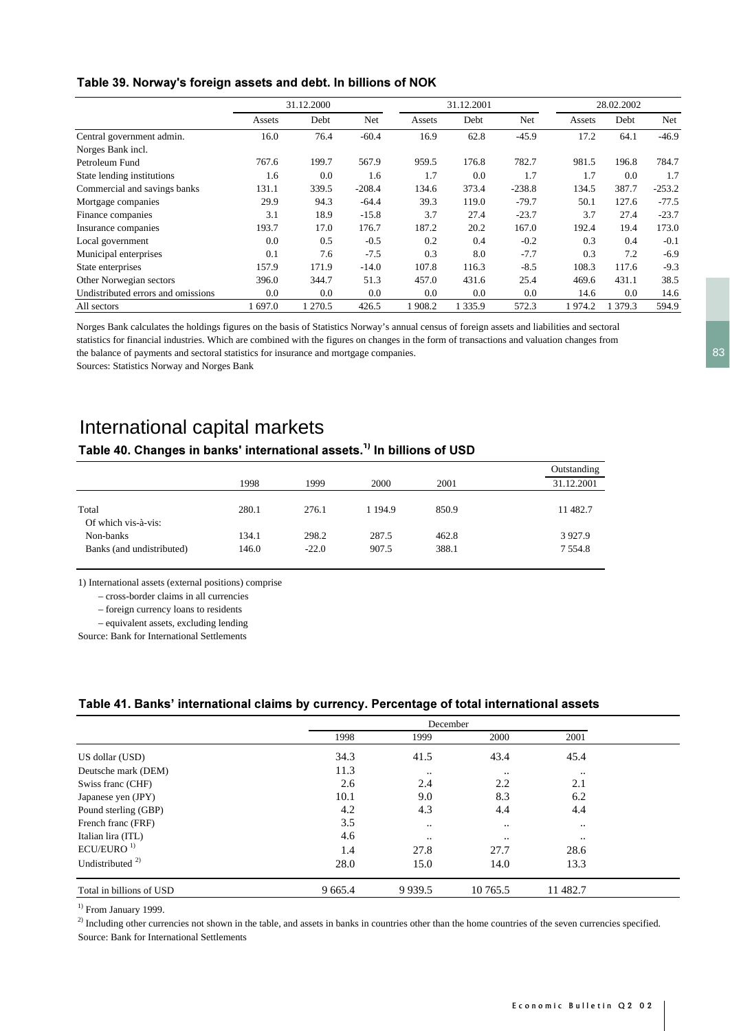### Table 39. Norway's foreign assets and debt. In billions of NOK

| | 31.12.2000 | | | 31.12.2001 | | | 28.02.2002 | | |
|---|---|---|---|---|---|---|---|---|---|
| | Assets | Debt | Net | Assets | Debt | Net | Assets | Debt | Net |
| Central government admin. | 16.0 | 76.4 | -60.4 | 16.9 | 62.8 | -45.9 | 17.2 | 64.1 | -46.9 |
| Norges Bank incl. | | | | | | | | | |
| Petroleum Fund | 767.6 | 199.7 | 567.9 | 959.5 | 176.8 | 782.7 | 981.5 | 196.8 | 784.7 |
| State lending institutions | 1.6 | 0.0 | 1.6 | 1.7 | 0.0 | 1.7 | 1.7 | 0.0 | 1.7 |
| Commercial and savings banks | 131.1 | 339.5 | -208.4 | 134.6 | 373.4 | -238.8 | 134.5 | 387.7 | -253.2 |
| Mortgage companies | 29.9 | 94.3 | -64.4 | 39.3 | 119.0 | -79.7 | 50.1 | 127.6 | -77.5 |
| Finance companies | 3.1 | 18.9 | -15.8 | 3.7 | 27.4 | -23.7 | 3.7 | 27.4 | -23.7 |
| Insurance companies | 193.7 | 17.0 | 176.7 | 187.2 | 20.2 | 167.0 | 192.4 | 19.4 | 173.0 |
| Local government | 0.0 | 0.5 | -0.5 | 0.2 | 0.4 | -0.2 | 0.3 | 0.4 | -0.1 |
| Municipal enterprises | 0.1 | 7.6 | -7.5 | 0.3 | 8.0 | -7.7 | 0.3 | 7.2 | -6.9 |
| State enterprises | 157.9 | 171.9 | -14.0 | 107.8 | 116.3 | -8.5 | 108.3 | 117.6 | -9.3 |
| Other Norwegian sectors | 396.0 | 344.7 | 51.3 | 457.0 | 431.6 | 25.4 | 469.6 | 431.1 | 38.5 |
| Undistributed errors and omissions | 0.0 | 0.0 | 0.0 | 0.0 | 0.0 | 0.0 | 14.6 | 0.0 | 14.6 |
| All sectors | 1 697.0 | 1 270.5 | 426.5 | 1 908.2 | 1 335.9 | 572.3 | 1 974.2 | 1 379.3 | 594.9 |

Norges Bank calculates the holdings figures on the basis of Statistics Norway's annual census of foreign assets and liabilities and sectoral statistics for financial industries. Which are combined with the figures on changes in the form of transactions and valuation changes from the balance of payments and sectoral statistics for insurance and mortgage companies.

Sources: Statistics Norway and Norges Bank

# International capital markets

### Table 40. Changes in banks' international assets.[1] In billions of USD

| | 1998 | 1999 | 2000 | 2001 | Outstanding 31.12.2001 |
|---|---|---|---|---|---|
| Total | 280.1 | 276.1 | 1 194.9 | 850.9 | 11 482.7 |
| Of which vis-à-vis: | | | | | |
| Non-banks | 134.1 | 298.2 | 287.5 | 462.8 | 3 927.9 |
| Banks (and undistributed) | 146.0 | -22.0 | 907.5 | 388.1 | 7 554.8 |

1) International assets (external positions) comprise

– cross-border claims in all currencies

– foreign currency loans to residents

– equivalent assets, excluding lending

Source: Bank for International Settlements

### Table 41. Banks' international claims by currency. Percentage of total international assets

| | December | | | |
|---|---|---|---|---|
| | 1998 | 1999 | 2000 | 2001 |
| US dollar (USD) | 34.3 | 41.5 | 43.4 | 45.4 |
| Deutsche mark (DEM) | 11.3 | .. | .. | .. |
| Swiss franc (CHF) | 2.6 | 2.4 | 2.2 | 2.1 |
| Japanese yen (JPY) | 10.1 | 9.0 | 8.3 | 6.2 |
| Pound sterling (GBP) | 4.2 | 4.3 | 4.4 | 4.4 |
| French franc (FRF) | 3.5 | .. | .. | .. |
| Italian lira (ITL) | 4.6 | .. | .. | .. |
| ECU/EURO [1] | 1.4 | 27.8 | 27.7 | 28.6 |
| Undistributed [2] | 28.0 | 15.0 | 14.0 | 13.3 |
| Total in billions of USD | 9 665.4 | 9 939.5 | 10 765.5 | 11 482.7 |

[1] From January 1999.

[2] Including other currencies not shown in the table, and assets in banks in countries other than the home countries of the seven currencies specified.

Source: Bank for International Settlements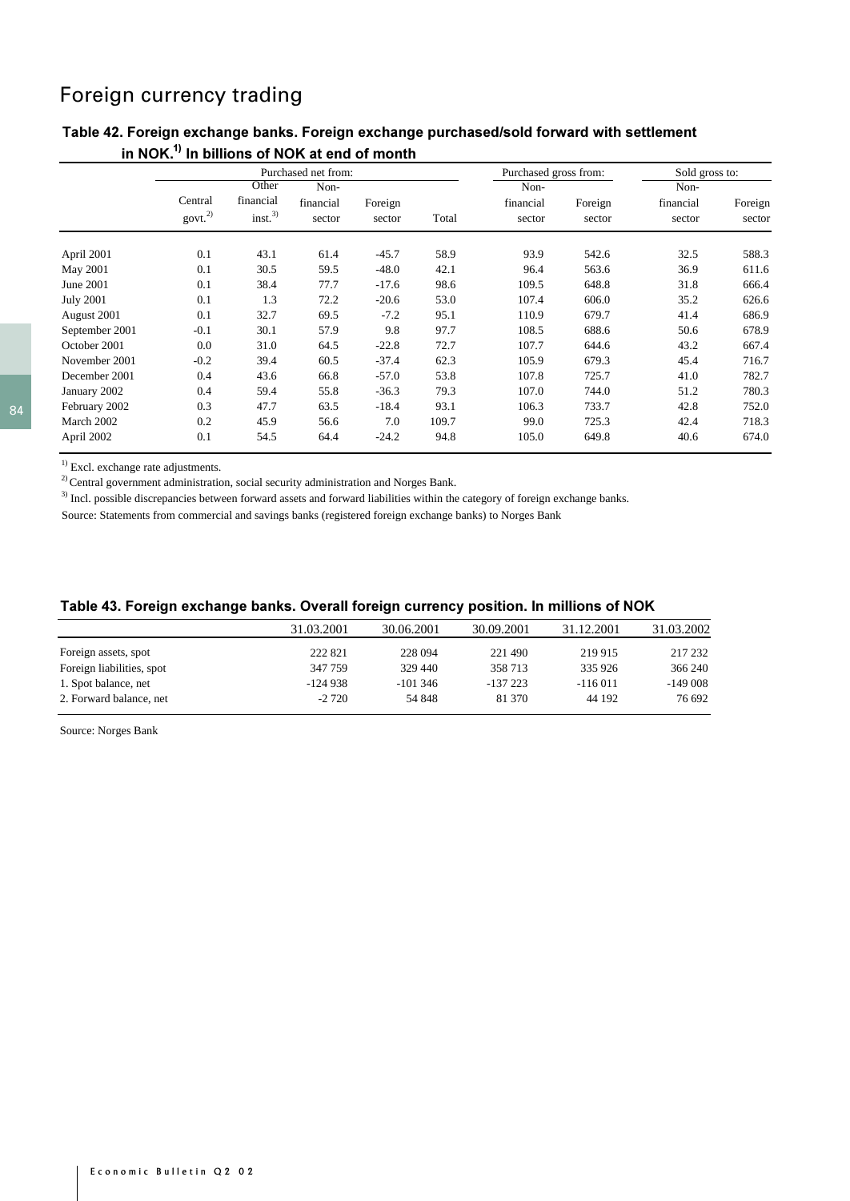# Foreign currency trading

## Table 42. Foreign exchange banks. Foreign exchange purchased/sold forward with settlement in NOK.[1)] In billions of NOK at end of month

| | Purchased net from: | | | | | Purchased gross from: | | Sold gross to: | |
|---|---|---|---|---|---|---|---|---|---|
| | Central govt.[2)] | Other financial inst.[3)] | Non-financial sector | Foreign sector | Total | Non-financial sector | Foreign sector | Non-financial sector | Foreign sector |
| April 2001 | 0.1 | 43.1 | 61.4 | -45.7 | 58.9 | 93.9 | 542.6 | 32.5 | 588.3 |
| May 2001 | 0.1 | 30.5 | 59.5 | -48.0 | 42.1 | 96.4 | 563.6 | 36.9 | 611.6 |
| June 2001 | 0.1 | 38.4 | 77.7 | -17.6 | 98.6 | 109.5 | 648.8 | 31.8 | 666.4 |
| July 2001 | 0.1 | 1.3 | 72.2 | -20.6 | 53.0 | 107.4 | 606.0 | 35.2 | 626.6 |
| August 2001 | 0.1 | 32.7 | 69.5 | -7.2 | 95.1 | 110.9 | 679.7 | 41.4 | 686.9 |
| September 2001 | -0.1 | 30.1 | 57.9 | 9.8 | 97.7 | 108.5 | 688.6 | 50.6 | 678.9 |
| October 2001 | 0.0 | 31.0 | 64.5 | -22.8 | 72.7 | 107.7 | 644.6 | 43.2 | 667.4 |
| November 2001 | -0.2 | 39.4 | 60.5 | -37.4 | 62.3 | 105.9 | 679.3 | 45.4 | 716.7 |
| December 2001 | 0.4 | 43.6 | 66.8 | -57.0 | 53.8 | 107.8 | 725.7 | 41.0 | 782.7 |
| January 2002 | 0.4 | 59.4 | 55.8 | -36.3 | 79.3 | 107.0 | 744.0 | 51.2 | 780.3 |
| February 2002 | 0.3 | 47.7 | 63.5 | -18.4 | 93.1 | 106.3 | 733.7 | 42.8 | 752.0 |
| March 2002 | 0.2 | 45.9 | 56.6 | 7.0 | 109.7 | 99.0 | 725.3 | 42.4 | 718.3 |
| April 2002 | 0.1 | 54.5 | 64.4 | -24.2 | 94.8 | 105.0 | 649.8 | 40.6 | 674.0 |

[1)] Excl. exchange rate adjustments.

[2)] Central government administration, social security administration and Norges Bank.

[3)] Incl. possible discrepancies between forward assets and forward liabilities within the category of foreign exchange banks.

Source: Statements from commercial and savings banks (registered foreign exchange banks) to Norges Bank

## Table 43. Foreign exchange banks. Overall foreign currency position. In millions of NOK

| | 31.03.2001 | 30.06.2001 | 30.09.2001 | 31.12.2001 | 31.03.2002 |
|---|---|---|---|---|---|
| Foreign assets, spot | 222 821 | 228 094 | 221 490 | 219 915 | 217 232 |
| Foreign liabilities, spot | 347 759 | 329 440 | 358 713 | 335 926 | 366 240 |
| 1. Spot balance, net | -124 938 | -101 346 | -137 223 | -116 011 | -149 008 |
| 2. Forward balance, net | -2 720 | 54 848 | 81 370 | 44 192 | 76 692 |

Source: Norges Bank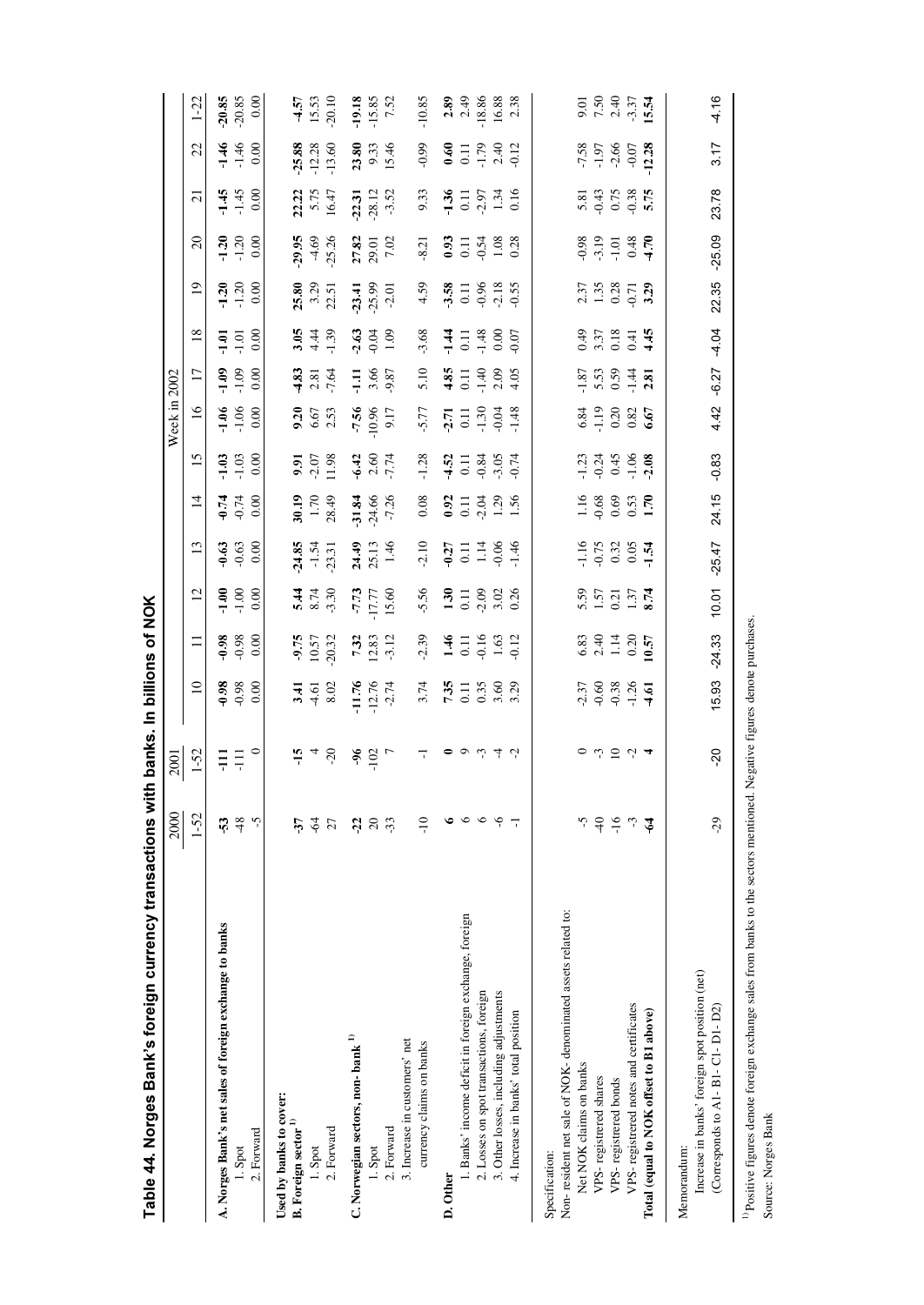# Table 44. Norges Bank's foreign currency transactions with banks. In billions of NOK

| | 2000 | 2001 | Week in 2002 | | | | | | | | | | | | | | |
|---|---|---|---|---|---|---|---|---|---|---|---|---|---|---|---|---|---|
| | 1-52 | 1-52 | 10 | 11 | 12 | 13 | 14 | 15 | 16 | 17 | 18 | 19 | 20 | 21 | 22 | 1-22 |
| **A. Norges Bank's net sales of foreign exchange to banks** | **-53** | **-111** | **-0.98** | **-0.98** | **-1.00** | **-0.63** | **-0.74** | **-1.03** | **-1.06** | **-1.09** | **-1.01** | **-1.20** | **-1.20** | **-1.45** | **-1.46** | **-20.85** |
| 1. Spot | -48 | -111 | -0.98 | -0.98 | -1.00 | -0.63 | -0.74 | -1.03 | -1.06 | -1.09 | -1.01 | -1.20 | -1.20 | -1.45 | -1.46 | -20.85 |
| 2. Forward | -5 | 0 | 0.00 | 0.00 | 0.00 | 0.00 | 0.00 | 0.00 | 0.00 | 0.00 | 0.00 | 0.00 | 0.00 | 0.00 | 0.00 | 0.00 |
| **Used by banks to cover:** | | | | | | | | | | | | | | | | |
| **B. Foreign sector** [1] | **37** | **-15** | **3.41** | **-9.75** | **5.44** | **-24.85** | **30.19** | **9.91** | **9.20** | **-4.83** | **3.05** | **25.80** | **-29.95** | **22.22** | **-25.88** | **-4.57** |
| 1. Spot | -64 | 4 | -4.61 | 10.57 | 8.74 | -1.54 | 1.70 | -2.07 | 6.67 | 2.81 | 4.44 | 3.29 | -4.69 | 5.75 | -12.28 | 15.53 |
| 2. Forward | 27 | -20 | 8.02 | -20.32 | -3.30 | -23.31 | 28.49 | 11.98 | 2.53 | -7.64 | -1.39 | 22.51 | -25.26 | 16.47 | -13.60 | -20.10 |
| **C. Norwegian sectors, non-bank** [1] | **-22** | **-96** | **-11.76** | **7.32** | **-7.73** | **24.49** | **-31.84** | **-6.42** | **-7.56** | **-1.11** | **-2.63** | **-23.41** | **27.82** | **-22.31** | **23.80** | **-19.18** |
| 1. Spot | 20 | -102 | -12.76 | 12.83 | -17.77 | 25.13 | -24.66 | 2.60 | -10.96 | 3.66 | -0.04 | -25.99 | 29.01 | -28.12 | 9.33 | -15.85 |
| 2. Forward | -33 | 7 | -2.74 | -3.12 | 15.60 | 1.46 | -7.26 | -7.74 | 9.17 | -9.87 | 1.09 | -2.01 | 7.02 | -3.52 | 15.46 | 7.52 |
| 3. Increase in customers' net currency claims on banks | -10 | -1 | 3.74 | -2.39 | -5.56 | -2.10 | 0.08 | -1.28 | -5.77 | 5.10 | -3.68 | 4.59 | -8.21 | 9.33 | -0.99 | -10.85 |
| **D. Other** | **6** | **0** | **7.35** | **1.46** | **1.30** | **-0.27** | **0.92** | **-4.52** | **-2.71** | **4.85** | **-1.44** | **-3.58** | **0.93** | **-1.36** | **0.60** | **2.89** |
| 1. Banks' income deficit in foreign exchange, foreign | 6 | 9 | 0.11 | 0.11 | 0.11 | 0.11 | 0.11 | 0.11 | 0.11 | 0.11 | 0.11 | 0.11 | 0.11 | 0.11 | 0.11 | 2.49 |
| 2. Losses on spot transactions, foreign | 6 | -3 | 0.35 | -0.16 | -2.09 | 1.14 | -2.04 | -0.84 | -1.30 | -1.40 | -1.48 | -0.96 | -0.54 | -2.97 | -1.79 | -18.86 |
| 3. Other losses, including adjustments | -6 | -4 | 3.60 | 1.63 | 3.02 | -0.06 | 1.29 | -3.05 | -0.04 | 2.09 | 0.00 | -2.18 | 1.08 | 1.34 | 2.40 | 16.88 |
| 4. Increase in banks' total position | -1 | -2 | 3.29 | -0.12 | 0.26 | -1.46 | 1.56 | -0.74 | -1.48 | 4.05 | -0.07 | -0.55 | 0.28 | 0.16 | -0.12 | 2.38 |
| Specification: | | | | | | | | | | | | | | | | |
| Non- resident net sale of NOK- denominated assets related to: | | | | | | | | | | | | | | | | |
| Net NOK claims on banks | -5 | 0 | -2.37 | 6.83 | 5.59 | -1.16 | 1.16 | -1.23 | 6.84 | -1.87 | 0.49 | 2.37 | -0.98 | 5.81 | -7.58 | 9.01 |
| VPS- registered shares | -40 | -3 | -0.60 | 2.40 | 1.57 | -0.75 | -0.68 | -0.24 | -1.19 | 5.53 | 3.37 | 1.35 | -3.19 | -0.43 | -1.97 | 7.50 |
| VPS- registered bonds | -16 | 10 | -0.38 | 1.14 | 0.21 | 0.32 | 0.69 | 0.45 | 0.20 | 0.59 | 0.18 | 0.28 | -1.01 | 0.75 | -2.66 | 2.40 |
| VPS- registrered notes and certificates | -3 | -2 | -1.26 | 0.20 | 1.37 | 0.05 | 0.53 | -1.06 | 0.82 | -1.44 | 0.41 | -0.71 | 0.48 | -0.38 | -0.07 | -3.37 |
| **Total (equal to NOK offset to B1 above)** | **-64** | **4** | **-4.61** | **10.57** | **8.74** | **-1.54** | **1.70** | **-2.08** | **6.67** | **2.81** | **4.45** | **3.29** | **-4.70** | **5.75** | **-12.28** | **15.54** |
| Memorandum: | | | | | | | | | | | | | | | | |
| Increase in banks' foreign spot position (net) (Corresponds to A1- B1- C1- D1- D2) | -29 | -20 | 15.93 | -24.33 | 10.01 | -25.47 | 24.15 | -0.83 | 4.42 | -6.27 | -4.04 | 22.35 | -25.09 | 23.78 | 3.17 | -4.16 |

[1] Positive figures denote foreign exchange sales from banks to the sectors mentioned. Negative figures denote purchases.

Source: Norges Bank